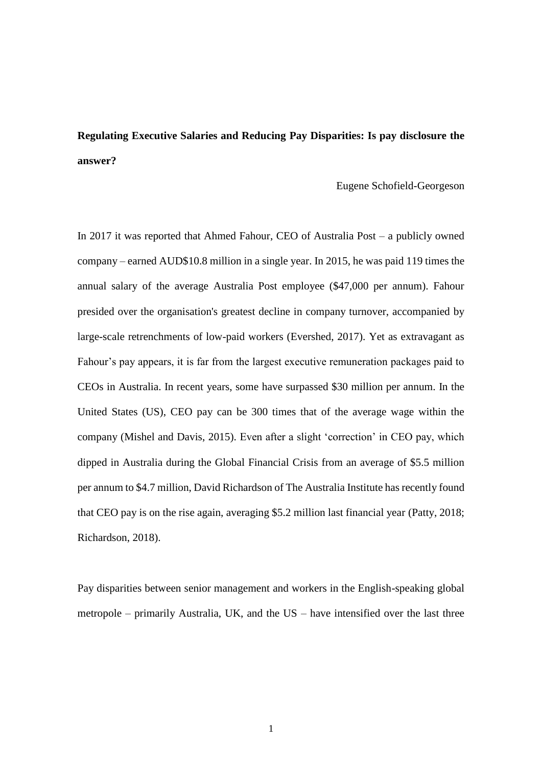# Regulating Executive Salaries and Reducing Pay Disparities: Is pay disclosure the answer?

Eugene Schofield-Georgeson

In 2017 it was reported that Ahmed Fahour, CEO of Australia Post – a publicly owned company – earned AUD$10.8 million in a single year. In 2015, he was paid 119 times the annual salary of the average Australia Post employee ($47,000 per annum). Fahour presided over the organisation's greatest decline in company turnover, accompanied by large-scale retrenchments of low-paid workers (Evershed, 2017). Yet as extravagant as Fahour's pay appears, it is far from the largest executive remuneration packages paid to CEOs in Australia. In recent years, some have surpassed $30 million per annum. In the United States (US), CEO pay can be 300 times that of the average wage within the company (Mishel and Davis, 2015). Even after a slight 'correction' in CEO pay, which dipped in Australia during the Global Financial Crisis from an average of $5.5 million per annum to $4.7 million, David Richardson of The Australia Institute has recently found that CEO pay is on the rise again, averaging $5.2 million last financial year (Patty, 2018; Richardson, 2018).

Pay disparities between senior management and workers in the English-speaking global metropole – primarily Australia, UK, and the US – have intensified over the last three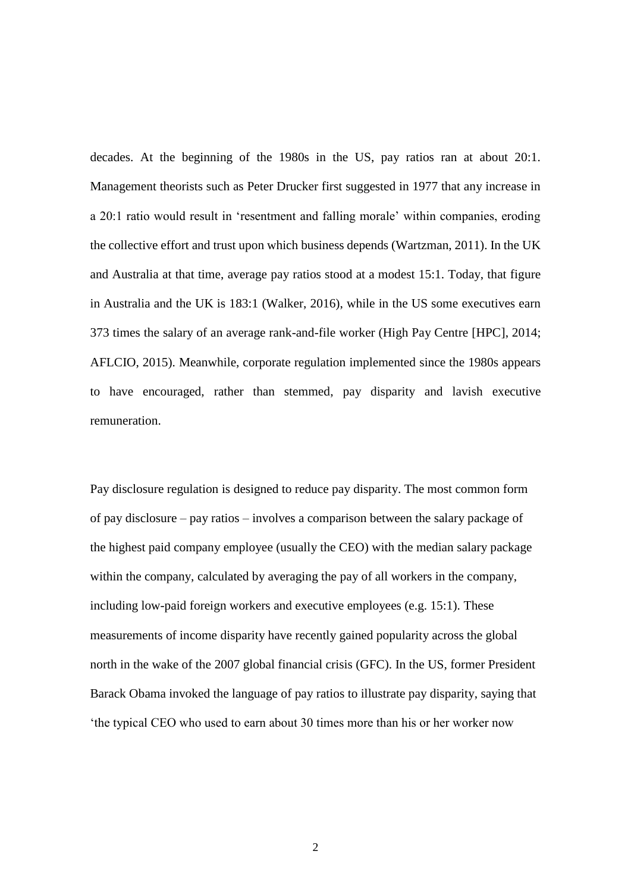decades. At the beginning of the 1980s in the US, pay ratios ran at about 20:1. Management theorists such as Peter Drucker first suggested in 1977 that any increase in a 20:1 ratio would result in 'resentment and falling morale' within companies, eroding the collective effort and trust upon which business depends (Wartzman, 2011). In the UK and Australia at that time, average pay ratios stood at a modest 15:1. Today, that figure in Australia and the UK is 183:1 (Walker, 2016), while in the US some executives earn 373 times the salary of an average rank-and-file worker (High Pay Centre [HPC], 2014; AFLCIO, 2015). Meanwhile, corporate regulation implemented since the 1980s appears to have encouraged, rather than stemmed, pay disparity and lavish executive remuneration.

Pay disclosure regulation is designed to reduce pay disparity. The most common form of pay disclosure – pay ratios – involves a comparison between the salary package of the highest paid company employee (usually the CEO) with the median salary package within the company, calculated by averaging the pay of all workers in the company, including low-paid foreign workers and executive employees (e.g. 15:1). These measurements of income disparity have recently gained popularity across the global north in the wake of the 2007 global financial crisis (GFC). In the US, former President Barack Obama invoked the language of pay ratios to illustrate pay disparity, saying that 'the typical CEO who used to earn about 30 times more than his or her worker now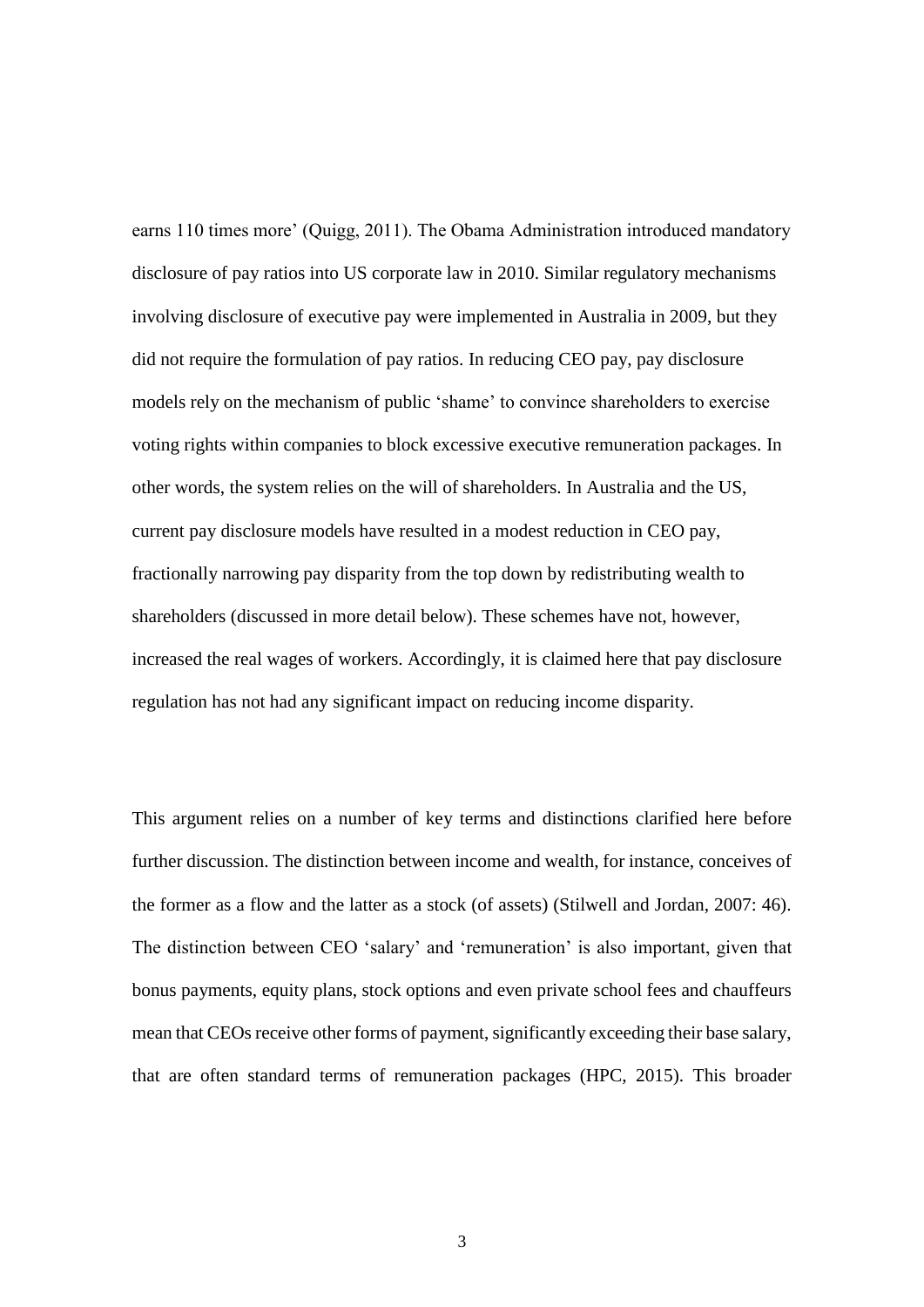earns 110 times more' (Quigg, 2011). The Obama Administration introduced mandatory disclosure of pay ratios into US corporate law in 2010. Similar regulatory mechanisms involving disclosure of executive pay were implemented in Australia in 2009, but they did not require the formulation of pay ratios. In reducing CEO pay, pay disclosure models rely on the mechanism of public 'shame' to convince shareholders to exercise voting rights within companies to block excessive executive remuneration packages. In other words, the system relies on the will of shareholders. In Australia and the US, current pay disclosure models have resulted in a modest reduction in CEO pay, fractionally narrowing pay disparity from the top down by redistributing wealth to shareholders (discussed in more detail below). These schemes have not, however, increased the real wages of workers. Accordingly, it is claimed here that pay disclosure regulation has not had any significant impact on reducing income disparity.

This argument relies on a number of key terms and distinctions clarified here before further discussion. The distinction between income and wealth, for instance, conceives of the former as a flow and the latter as a stock (of assets) (Stilwell and Jordan, 2007: 46). The distinction between CEO 'salary' and 'remuneration' is also important, given that bonus payments, equity plans, stock options and even private school fees and chauffeurs mean that CEOs receive other forms of payment, significantly exceeding their base salary, that are often standard terms of remuneration packages (HPC, 2015). This broader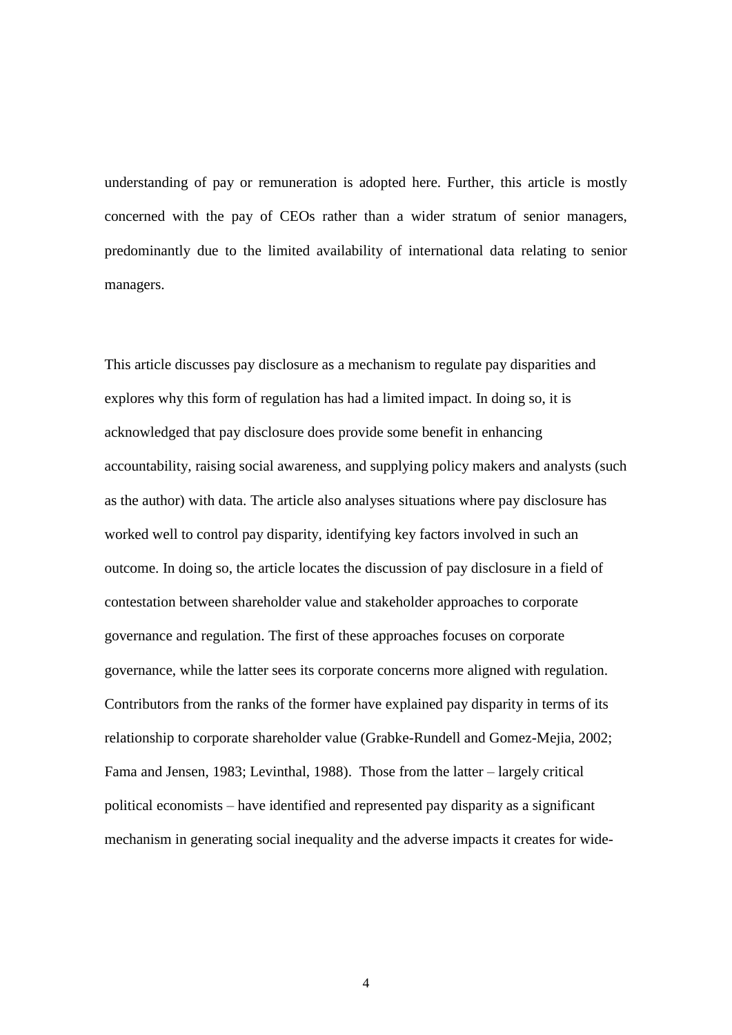understanding of pay or remuneration is adopted here. Further, this article is mostly concerned with the pay of CEOs rather than a wider stratum of senior managers, predominantly due to the limited availability of international data relating to senior managers.

This article discusses pay disclosure as a mechanism to regulate pay disparities and explores why this form of regulation has had a limited impact. In doing so, it is acknowledged that pay disclosure does provide some benefit in enhancing accountability, raising social awareness, and supplying policy makers and analysts (such as the author) with data. The article also analyses situations where pay disclosure has worked well to control pay disparity, identifying key factors involved in such an outcome. In doing so, the article locates the discussion of pay disclosure in a field of contestation between shareholder value and stakeholder approaches to corporate governance and regulation. The first of these approaches focuses on corporate governance, while the latter sees its corporate concerns more aligned with regulation. Contributors from the ranks of the former have explained pay disparity in terms of its relationship to corporate shareholder value (Grabke-Rundell and Gomez-Mejia, 2002; Fama and Jensen, 1983; Levinthal, 1988). Those from the latter – largely critical political economists – have identified and represented pay disparity as a significant mechanism in generating social inequality and the adverse impacts it creates for wide-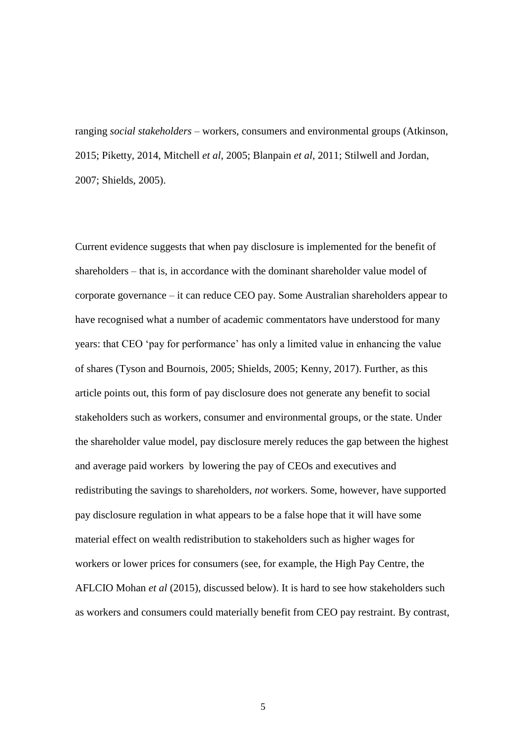ranging *social stakeholders* – workers, consumers and environmental groups (Atkinson, 2015; Piketty, 2014, Mitchell *et al*, 2005; Blanpain *et al*, 2011; Stilwell and Jordan, 2007; Shields, 2005).

Current evidence suggests that when pay disclosure is implemented for the benefit of shareholders – that is, in accordance with the dominant shareholder value model of corporate governance – it can reduce CEO pay. Some Australian shareholders appear to have recognised what a number of academic commentators have understood for many years: that CEO 'pay for performance' has only a limited value in enhancing the value of shares (Tyson and Bournois, 2005; Shields, 2005; Kenny, 2017). Further, as this article points out, this form of pay disclosure does not generate any benefit to social stakeholders such as workers, consumer and environmental groups, or the state. Under the shareholder value model, pay disclosure merely reduces the gap between the highest and average paid workers by lowering the pay of CEOs and executives and redistributing the savings to shareholders, *not* workers. Some, however, have supported pay disclosure regulation in what appears to be a false hope that it will have some material effect on wealth redistribution to stakeholders such as higher wages for workers or lower prices for consumers (see, for example, the High Pay Centre, the AFLCIO Mohan *et al* (2015), discussed below). It is hard to see how stakeholders such as workers and consumers could materially benefit from CEO pay restraint. By contrast,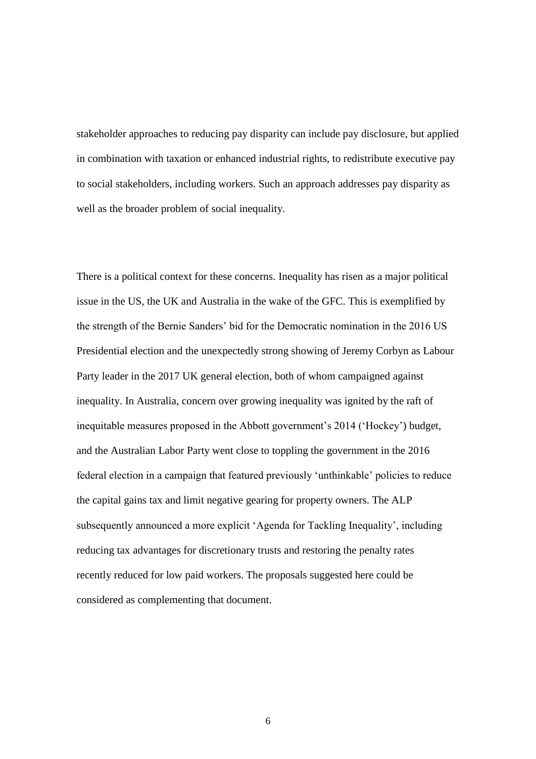stakeholder approaches to reducing pay disparity can include pay disclosure, but applied in combination with taxation or enhanced industrial rights, to redistribute executive pay to social stakeholders, including workers. Such an approach addresses pay disparity as well as the broader problem of social inequality.

There is a political context for these concerns. Inequality has risen as a major political issue in the US, the UK and Australia in the wake of the GFC. This is exemplified by the strength of the Bernie Sanders' bid for the Democratic nomination in the 2016 US Presidential election and the unexpectedly strong showing of Jeremy Corbyn as Labour Party leader in the 2017 UK general election, both of whom campaigned against inequality. In Australia, concern over growing inequality was ignited by the raft of inequitable measures proposed in the Abbott government's 2014 ('Hockey') budget, and the Australian Labor Party went close to toppling the government in the 2016 federal election in a campaign that featured previously 'unthinkable' policies to reduce the capital gains tax and limit negative gearing for property owners. The ALP subsequently announced a more explicit 'Agenda for Tackling Inequality', including reducing tax advantages for discretionary trusts and restoring the penalty rates recently reduced for low paid workers. The proposals suggested here could be considered as complementing that document.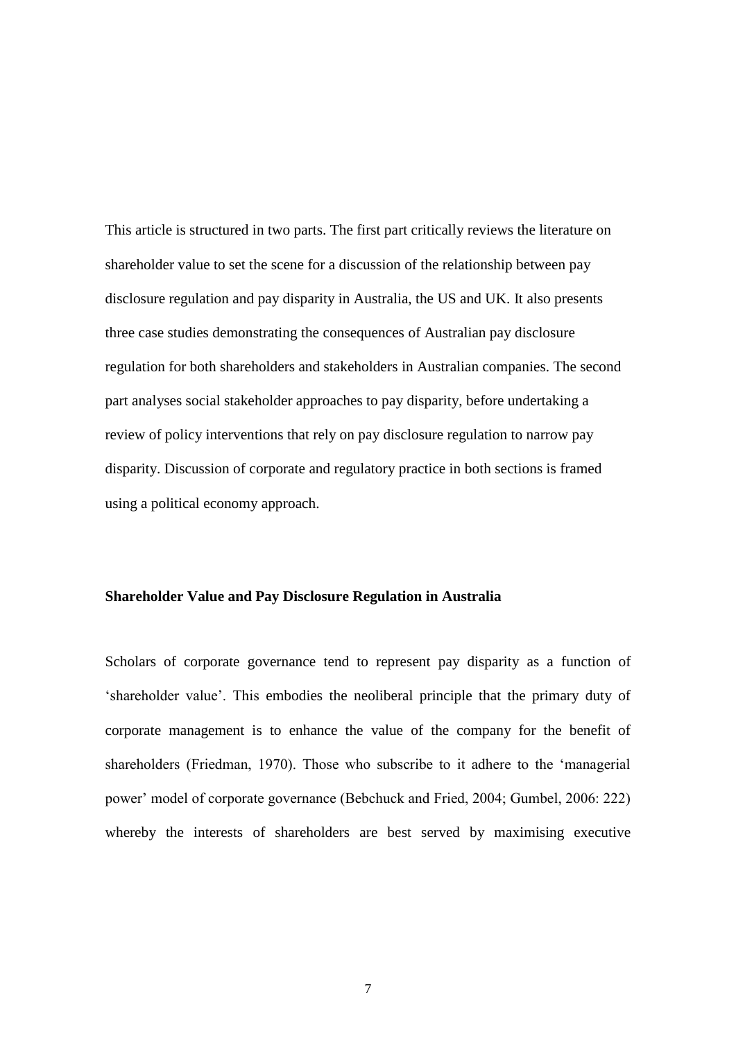This article is structured in two parts. The first part critically reviews the literature on shareholder value to set the scene for a discussion of the relationship between pay disclosure regulation and pay disparity in Australia, the US and UK. It also presents three case studies demonstrating the consequences of Australian pay disclosure regulation for both shareholders and stakeholders in Australian companies. The second part analyses social stakeholder approaches to pay disparity, before undertaking a review of policy interventions that rely on pay disclosure regulation to narrow pay disparity. Discussion of corporate and regulatory practice in both sections is framed using a political economy approach.

## Shareholder Value and Pay Disclosure Regulation in Australia

Scholars of corporate governance tend to represent pay disparity as a function of 'shareholder value'. This embodies the neoliberal principle that the primary duty of corporate management is to enhance the value of the company for the benefit of shareholders (Friedman, 1970). Those who subscribe to it adhere to the 'managerial power' model of corporate governance (Bebchuck and Fried, 2004; Gumbel, 2006: 222) whereby the interests of shareholders are best served by maximising executive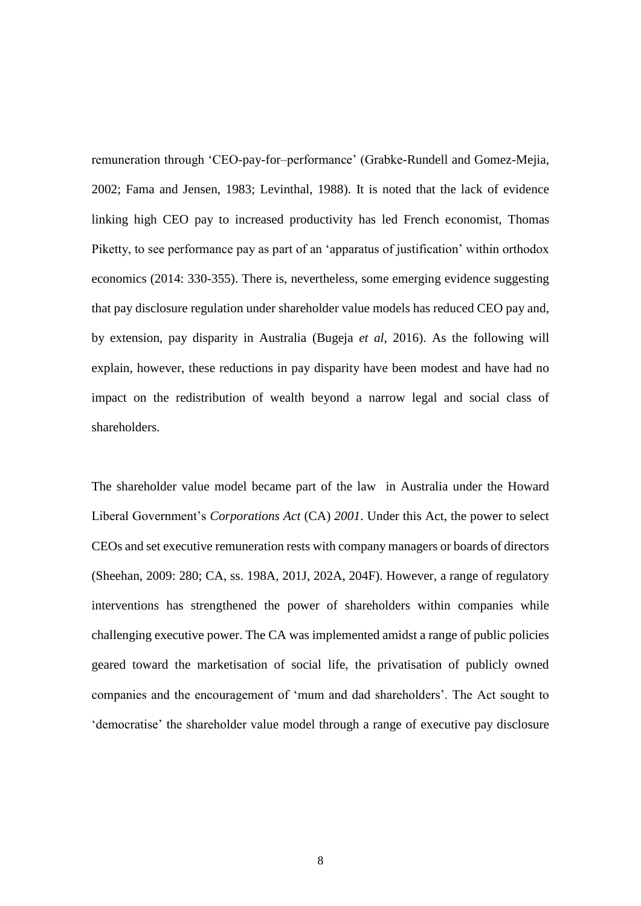remuneration through 'CEO-pay-for–performance' (Grabke-Rundell and Gomez-Mejia, 2002; Fama and Jensen, 1983; Levinthal, 1988). It is noted that the lack of evidence linking high CEO pay to increased productivity has led French economist, Thomas Piketty, to see performance pay as part of an 'apparatus of justification' within orthodox economics (2014: 330-355). There is, nevertheless, some emerging evidence suggesting that pay disclosure regulation under shareholder value models has reduced CEO pay and, by extension, pay disparity in Australia (Bugeja *et al*, 2016). As the following will explain, however, these reductions in pay disparity have been modest and have had no impact on the redistribution of wealth beyond a narrow legal and social class of shareholders.

The shareholder value model became part of the law in Australia under the Howard Liberal Government's *Corporations Act* (CA) *2001*. Under this Act, the power to select CEOs and set executive remuneration rests with company managers or boards of directors (Sheehan, 2009: 280; CA, ss. 198A, 201J, 202A, 204F). However, a range of regulatory interventions has strengthened the power of shareholders within companies while challenging executive power. The CA was implemented amidst a range of public policies geared toward the marketisation of social life, the privatisation of publicly owned companies and the encouragement of 'mum and dad shareholders'. The Act sought to 'democratise' the shareholder value model through a range of executive pay disclosure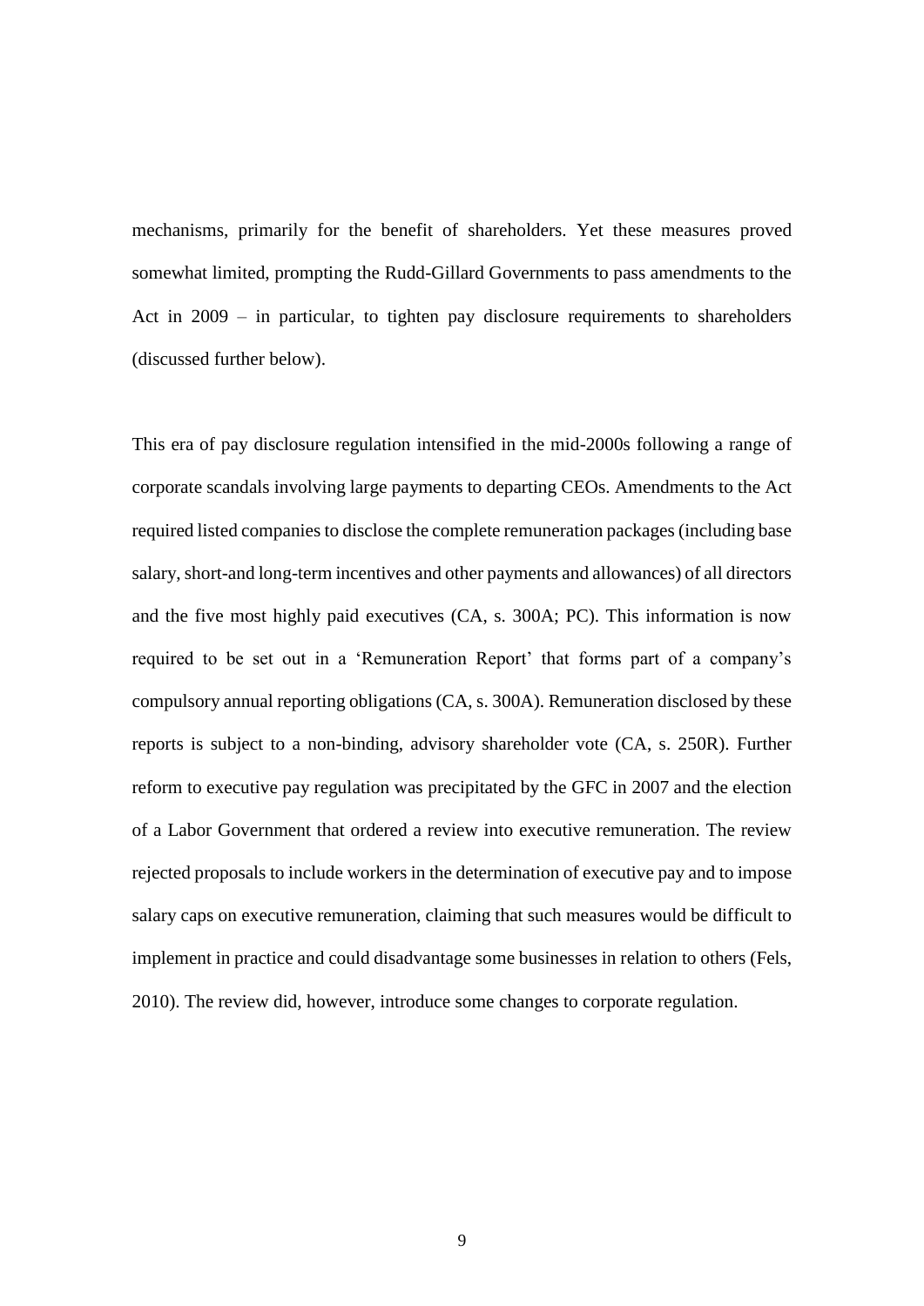mechanisms, primarily for the benefit of shareholders. Yet these measures proved somewhat limited, prompting the Rudd-Gillard Governments to pass amendments to the Act in 2009 – in particular, to tighten pay disclosure requirements to shareholders (discussed further below).

This era of pay disclosure regulation intensified in the mid-2000s following a range of corporate scandals involving large payments to departing CEOs. Amendments to the Act required listed companies to disclose the complete remuneration packages (including base salary, short-and long-term incentives and other payments and allowances) of all directors and the five most highly paid executives (CA, s. 300A; PC). This information is now required to be set out in a 'Remuneration Report' that forms part of a company's compulsory annual reporting obligations (CA, s. 300A). Remuneration disclosed by these reports is subject to a non-binding, advisory shareholder vote (CA, s. 250R). Further reform to executive pay regulation was precipitated by the GFC in 2007 and the election of a Labor Government that ordered a review into executive remuneration. The review rejected proposals to include workers in the determination of executive pay and to impose salary caps on executive remuneration, claiming that such measures would be difficult to implement in practice and could disadvantage some businesses in relation to others (Fels, 2010). The review did, however, introduce some changes to corporate regulation.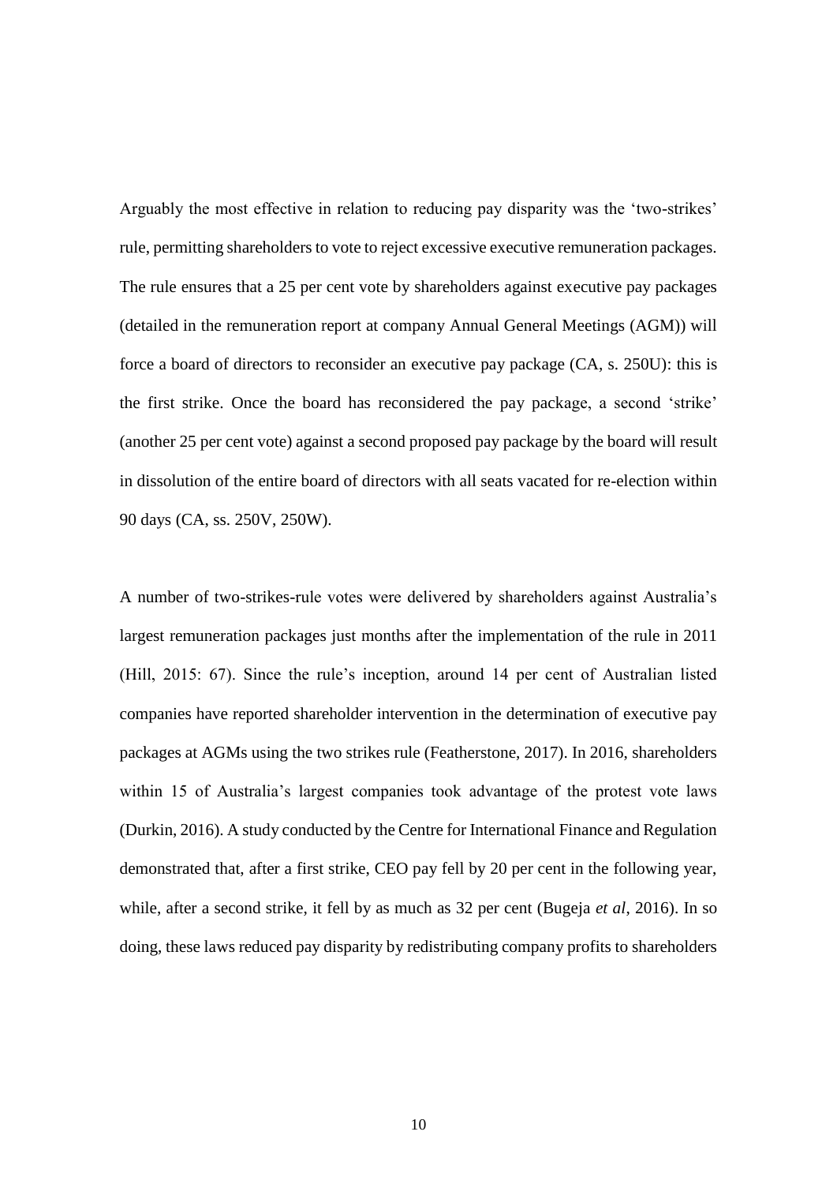Arguably the most effective in relation to reducing pay disparity was the 'two-strikes' rule, permitting shareholders to vote to reject excessive executive remuneration packages. The rule ensures that a 25 per cent vote by shareholders against executive pay packages (detailed in the remuneration report at company Annual General Meetings (AGM)) will force a board of directors to reconsider an executive pay package (CA, s. 250U): this is the first strike. Once the board has reconsidered the pay package, a second 'strike' (another 25 per cent vote) against a second proposed pay package by the board will result in dissolution of the entire board of directors with all seats vacated for re-election within 90 days (CA, ss. 250V, 250W).

A number of two-strikes-rule votes were delivered by shareholders against Australia's largest remuneration packages just months after the implementation of the rule in 2011 (Hill, 2015: 67). Since the rule's inception, around 14 per cent of Australian listed companies have reported shareholder intervention in the determination of executive pay packages at AGMs using the two strikes rule (Featherstone, 2017). In 2016, shareholders within 15 of Australia's largest companies took advantage of the protest vote laws (Durkin, 2016). A study conducted by the Centre for International Finance and Regulation demonstrated that, after a first strike, CEO pay fell by 20 per cent in the following year, while, after a second strike, it fell by as much as 32 per cent (Bugeja *et al*, 2016). In so doing, these laws reduced pay disparity by redistributing company profits to shareholders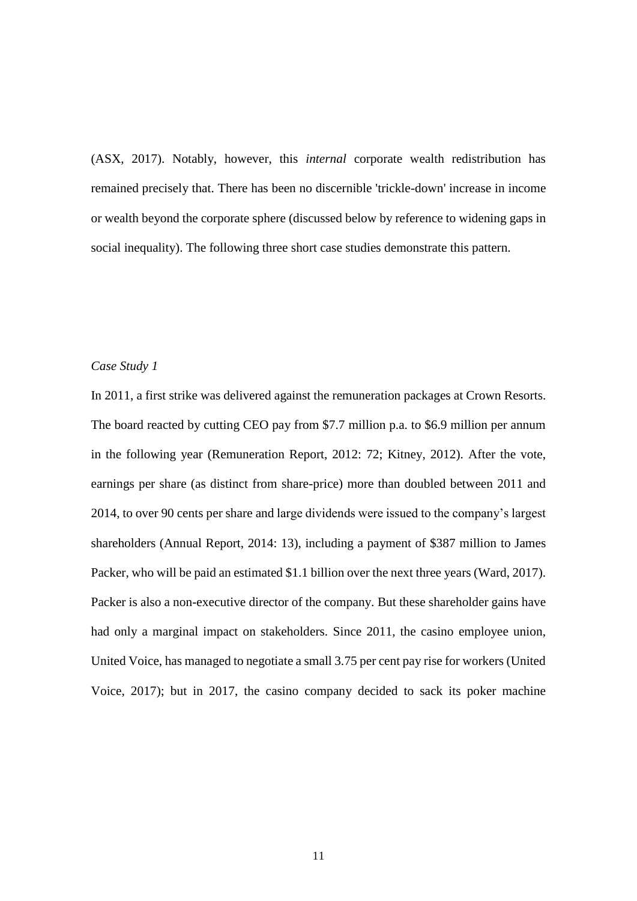(ASX, 2017). Notably, however, this *internal* corporate wealth redistribution has remained precisely that. There has been no discernible 'trickle-down' increase in income or wealth beyond the corporate sphere (discussed below by reference to widening gaps in social inequality). The following three short case studies demonstrate this pattern.

*Case Study 1*

In 2011, a first strike was delivered against the remuneration packages at Crown Resorts. The board reacted by cutting CEO pay from $7.7 million p.a. to $6.9 million per annum in the following year (Remuneration Report, 2012: 72; Kitney, 2012). After the vote, earnings per share (as distinct from share-price) more than doubled between 2011 and 2014, to over 90 cents per share and large dividends were issued to the company's largest shareholders (Annual Report, 2014: 13), including a payment of $387 million to James Packer, who will be paid an estimated $1.1 billion over the next three years (Ward, 2017). Packer is also a non-executive director of the company. But these shareholder gains have had only a marginal impact on stakeholders. Since 2011, the casino employee union, United Voice, has managed to negotiate a small 3.75 per cent pay rise for workers (United Voice, 2017); but in 2017, the casino company decided to sack its poker machine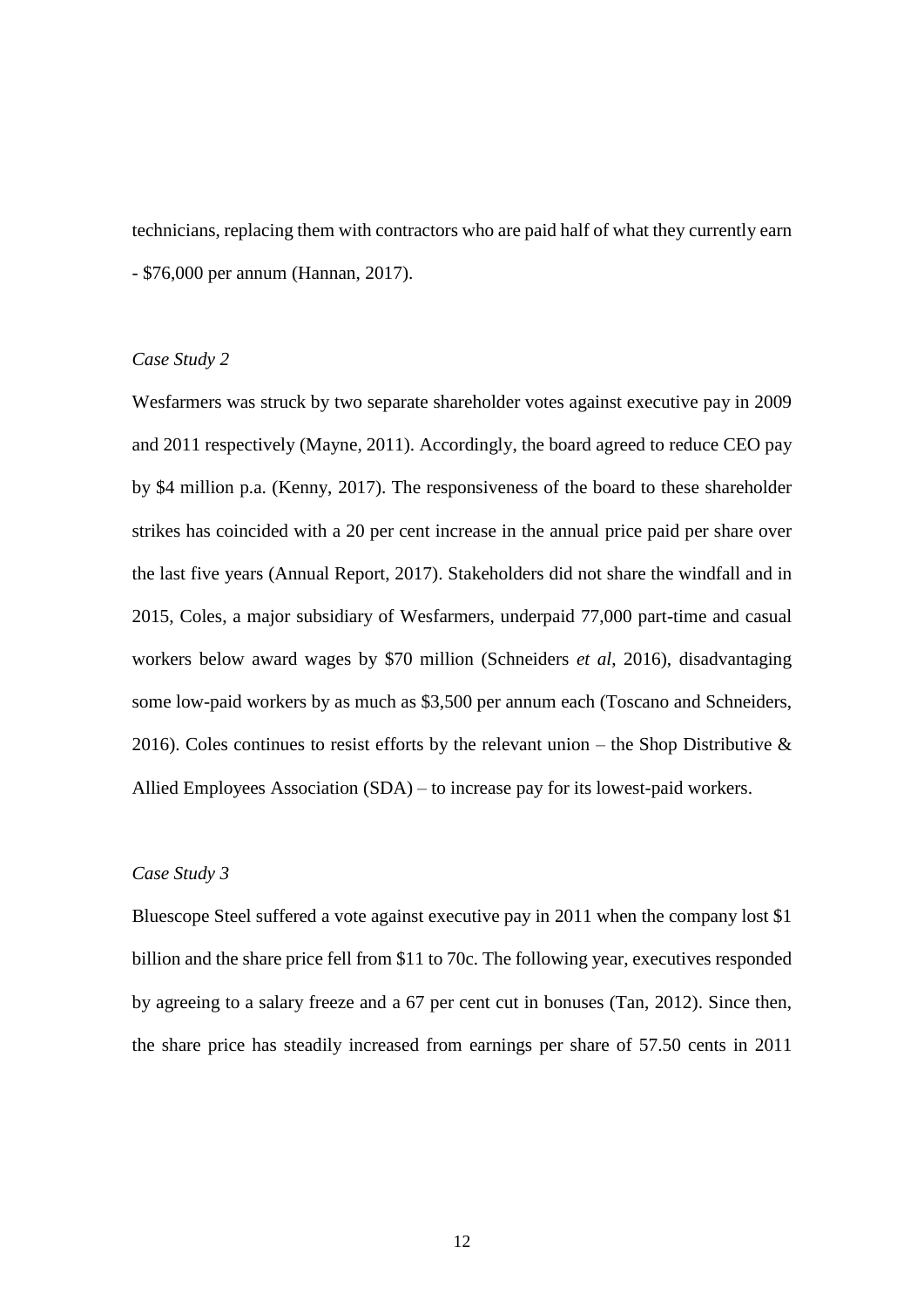technicians, replacing them with contractors who are paid half of what they currently earn - $76,000 per annum (Hannan, 2017).

*Case Study 2*

Wesfarmers was struck by two separate shareholder votes against executive pay in 2009 and 2011 respectively (Mayne, 2011). Accordingly, the board agreed to reduce CEO pay by $4 million p.a. (Kenny, 2017). The responsiveness of the board to these shareholder strikes has coincided with a 20 per cent increase in the annual price paid per share over the last five years (Annual Report, 2017). Stakeholders did not share the windfall and in 2015, Coles, a major subsidiary of Wesfarmers, underpaid 77,000 part-time and casual workers below award wages by $70 million (Schneiders *et al*, 2016), disadvantaging some low-paid workers by as much as $3,500 per annum each (Toscano and Schneiders, 2016). Coles continues to resist efforts by the relevant union – the Shop Distributive & Allied Employees Association (SDA) – to increase pay for its lowest-paid workers.

*Case Study 3*

Bluescope Steel suffered a vote against executive pay in 2011 when the company lost $1 billion and the share price fell from $11 to 70c. The following year, executives responded by agreeing to a salary freeze and a 67 per cent cut in bonuses (Tan, 2012). Since then, the share price has steadily increased from earnings per share of 57.50 cents in 2011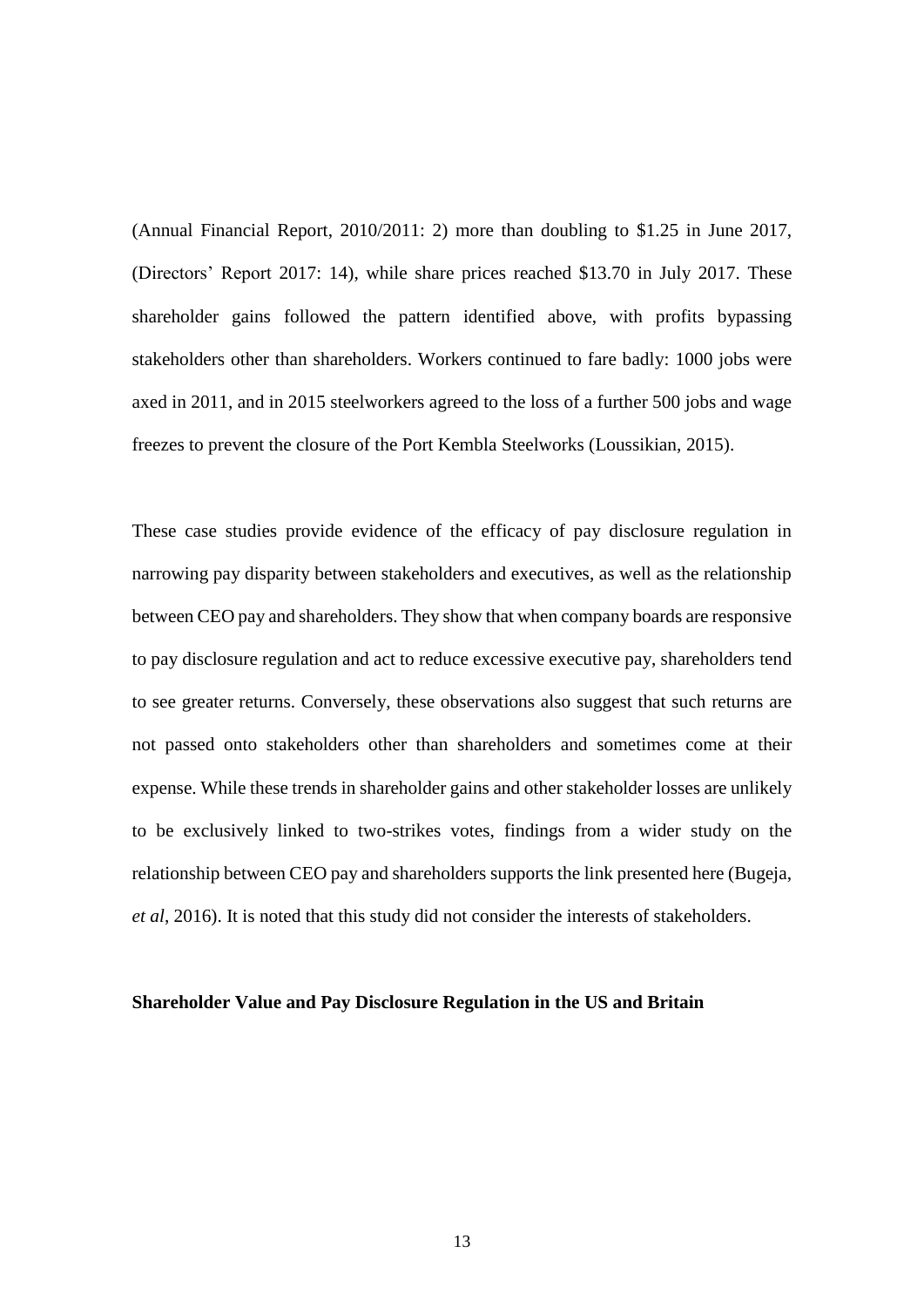(Annual Financial Report, 2010/2011: 2) more than doubling to $1.25 in June 2017, (Directors' Report 2017: 14), while share prices reached $13.70 in July 2017. These shareholder gains followed the pattern identified above, with profits bypassing stakeholders other than shareholders. Workers continued to fare badly: 1000 jobs were axed in 2011, and in 2015 steelworkers agreed to the loss of a further 500 jobs and wage freezes to prevent the closure of the Port Kembla Steelworks (Loussikian, 2015).

These case studies provide evidence of the efficacy of pay disclosure regulation in narrowing pay disparity between stakeholders and executives, as well as the relationship between CEO pay and shareholders. They show that when company boards are responsive to pay disclosure regulation and act to reduce excessive executive pay, shareholders tend to see greater returns. Conversely, these observations also suggest that such returns are not passed onto stakeholders other than shareholders and sometimes come at their expense. While these trends in shareholder gains and other stakeholder losses are unlikely to be exclusively linked to two-strikes votes, findings from a wider study on the relationship between CEO pay and shareholders supports the link presented here (Bugeja, *et al*, 2016). It is noted that this study did not consider the interests of stakeholders.

**Shareholder Value and Pay Disclosure Regulation in the US and Britain**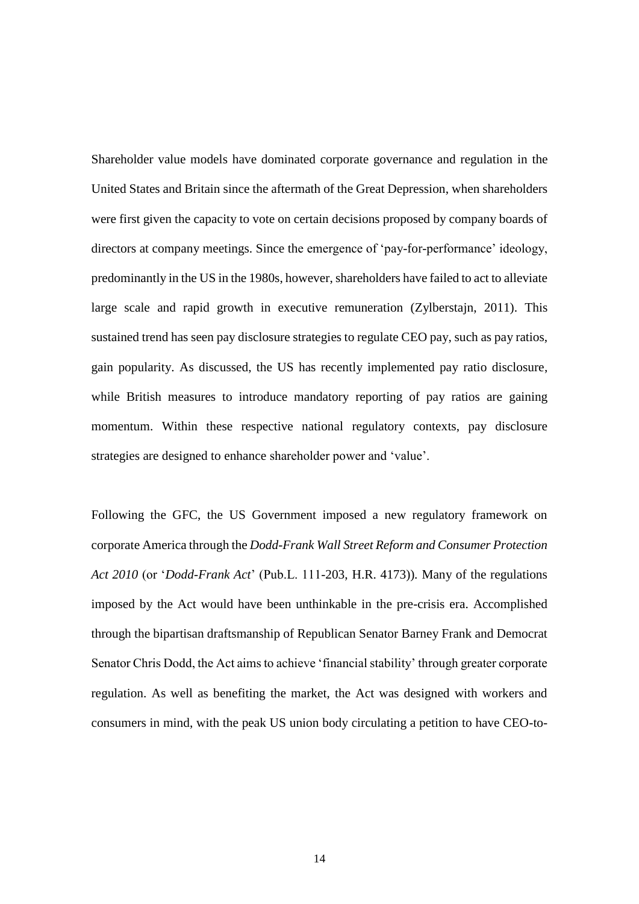Shareholder value models have dominated corporate governance and regulation in the United States and Britain since the aftermath of the Great Depression, when shareholders were first given the capacity to vote on certain decisions proposed by company boards of directors at company meetings. Since the emergence of 'pay-for-performance' ideology, predominantly in the US in the 1980s, however, shareholders have failed to act to alleviate large scale and rapid growth in executive remuneration (Zylberstajn, 2011). This sustained trend has seen pay disclosure strategies to regulate CEO pay, such as pay ratios, gain popularity. As discussed, the US has recently implemented pay ratio disclosure, while British measures to introduce mandatory reporting of pay ratios are gaining momentum. Within these respective national regulatory contexts, pay disclosure strategies are designed to enhance shareholder power and 'value'.

Following the GFC, the US Government imposed a new regulatory framework on corporate America through the *Dodd-Frank Wall Street Reform and Consumer Protection Act 2010* (or '*Dodd-Frank Act*' (Pub.L. 111-203, H.R. 4173)). Many of the regulations imposed by the Act would have been unthinkable in the pre-crisis era. Accomplished through the bipartisan draftsmanship of Republican Senator Barney Frank and Democrat Senator Chris Dodd, the Act aims to achieve 'financial stability' through greater corporate regulation. As well as benefiting the market, the Act was designed with workers and consumers in mind, with the peak US union body circulating a petition to have CEO-to-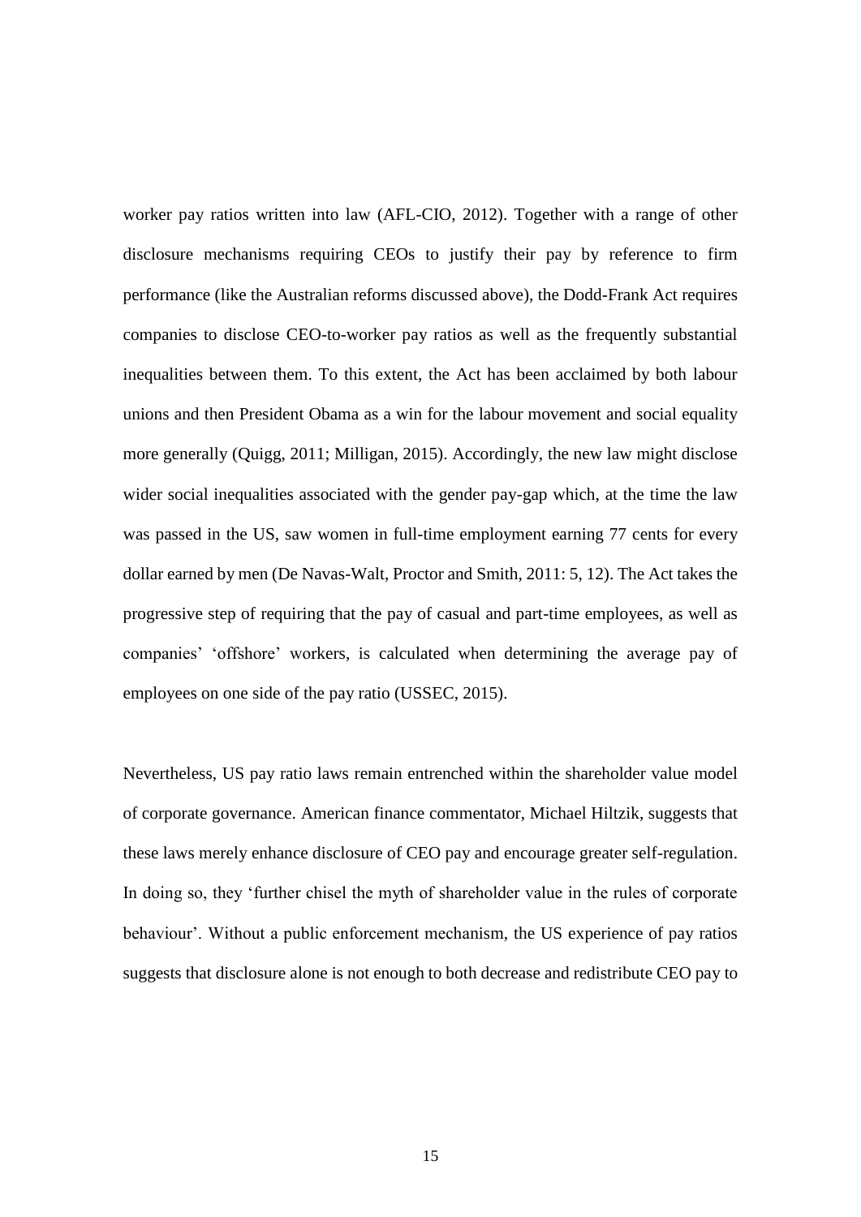worker pay ratios written into law (AFL-CIO, 2012). Together with a range of other disclosure mechanisms requiring CEOs to justify their pay by reference to firm performance (like the Australian reforms discussed above), the Dodd-Frank Act requires companies to disclose CEO-to-worker pay ratios as well as the frequently substantial inequalities between them. To this extent, the Act has been acclaimed by both labour unions and then President Obama as a win for the labour movement and social equality more generally (Quigg, 2011; Milligan, 2015). Accordingly, the new law might disclose wider social inequalities associated with the gender pay-gap which, at the time the law was passed in the US, saw women in full-time employment earning 77 cents for every dollar earned by men (De Navas-Walt, Proctor and Smith, 2011: 5, 12). The Act takes the progressive step of requiring that the pay of casual and part-time employees, as well as companies' 'offshore' workers, is calculated when determining the average pay of employees on one side of the pay ratio (USSEC, 2015).

Nevertheless, US pay ratio laws remain entrenched within the shareholder value model of corporate governance. American finance commentator, Michael Hiltzik, suggests that these laws merely enhance disclosure of CEO pay and encourage greater self-regulation. In doing so, they 'further chisel the myth of shareholder value in the rules of corporate behaviour'. Without a public enforcement mechanism, the US experience of pay ratios suggests that disclosure alone is not enough to both decrease and redistribute CEO pay to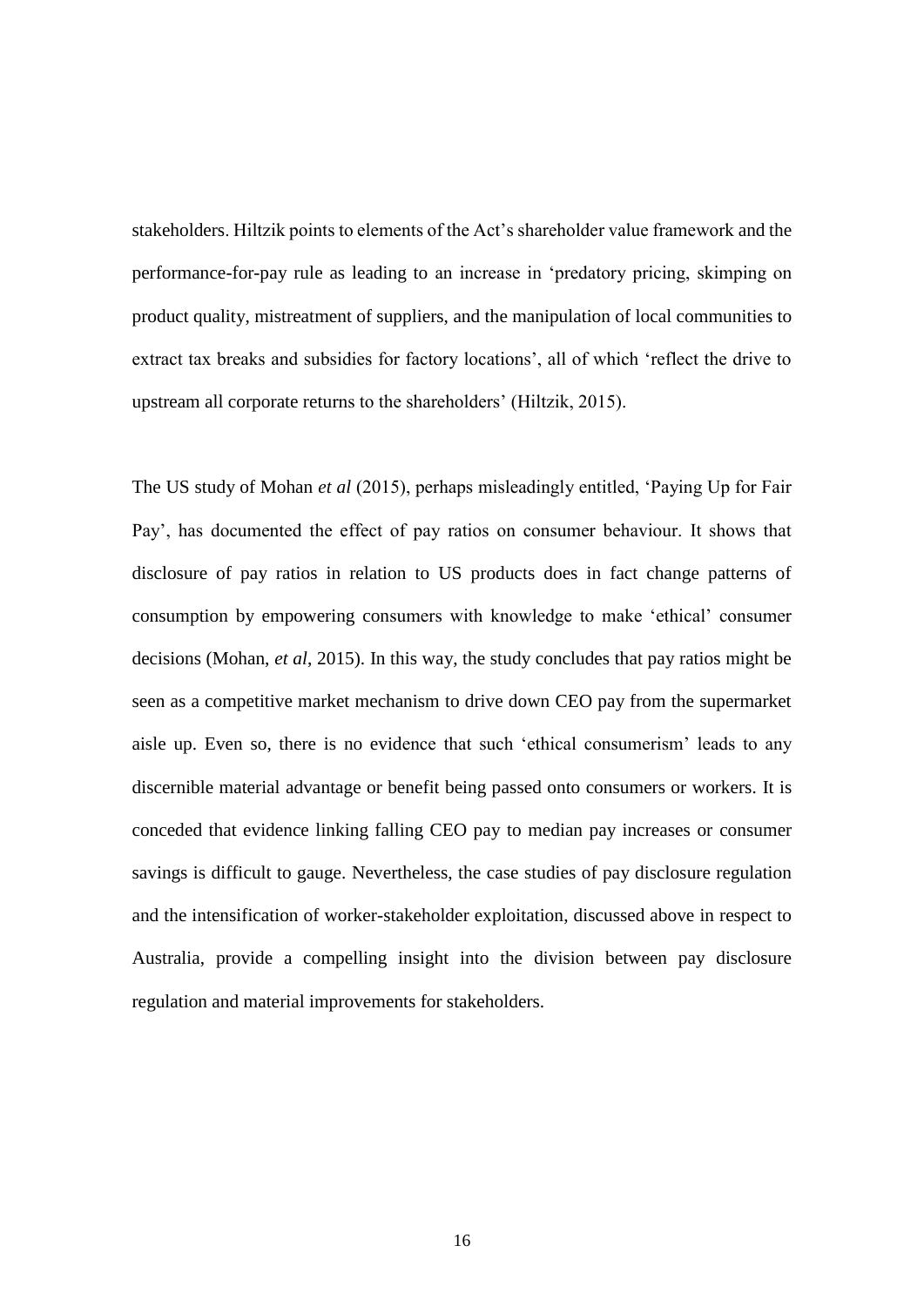stakeholders. Hiltzik points to elements of the Act's shareholder value framework and the performance-for-pay rule as leading to an increase in 'predatory pricing, skimping on product quality, mistreatment of suppliers, and the manipulation of local communities to extract tax breaks and subsidies for factory locations', all of which 'reflect the drive to upstream all corporate returns to the shareholders' (Hiltzik, 2015).

The US study of Mohan *et al* (2015), perhaps misleadingly entitled, 'Paying Up for Fair Pay', has documented the effect of pay ratios on consumer behaviour. It shows that disclosure of pay ratios in relation to US products does in fact change patterns of consumption by empowering consumers with knowledge to make 'ethical' consumer decisions (Mohan, *et al*, 2015). In this way, the study concludes that pay ratios might be seen as a competitive market mechanism to drive down CEO pay from the supermarket aisle up. Even so, there is no evidence that such 'ethical consumerism' leads to any discernible material advantage or benefit being passed onto consumers or workers. It is conceded that evidence linking falling CEO pay to median pay increases or consumer savings is difficult to gauge. Nevertheless, the case studies of pay disclosure regulation and the intensification of worker-stakeholder exploitation, discussed above in respect to Australia, provide a compelling insight into the division between pay disclosure regulation and material improvements for stakeholders.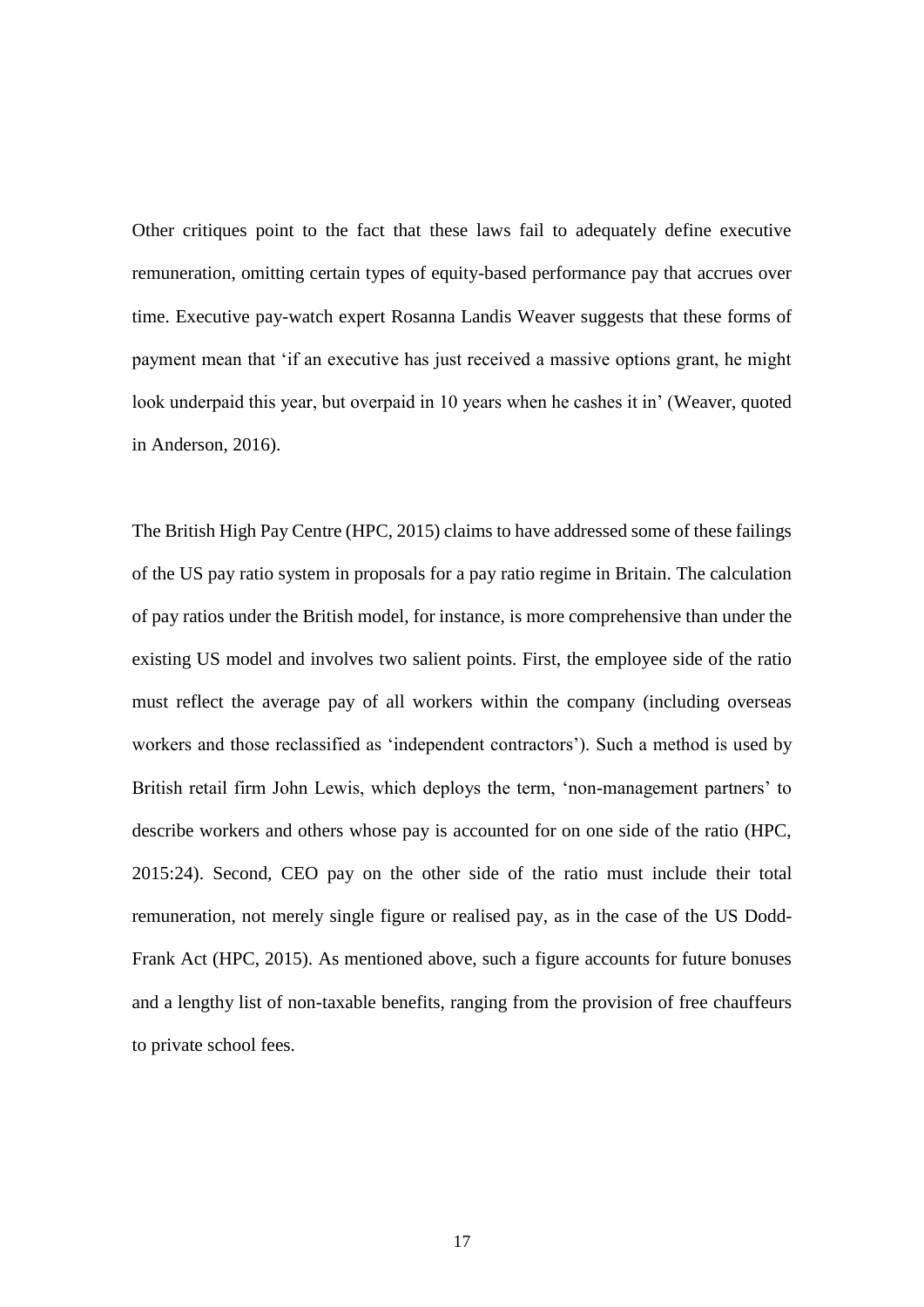Other critiques point to the fact that these laws fail to adequately define executive remuneration, omitting certain types of equity-based performance pay that accrues over time. Executive pay-watch expert Rosanna Landis Weaver suggests that these forms of payment mean that 'if an executive has just received a massive options grant, he might look underpaid this year, but overpaid in 10 years when he cashes it in' (Weaver, quoted in Anderson, 2016).

The British High Pay Centre (HPC, 2015) claims to have addressed some of these failings of the US pay ratio system in proposals for a pay ratio regime in Britain. The calculation of pay ratios under the British model, for instance, is more comprehensive than under the existing US model and involves two salient points. First, the employee side of the ratio must reflect the average pay of all workers within the company (including overseas workers and those reclassified as 'independent contractors'). Such a method is used by British retail firm John Lewis, which deploys the term, 'non-management partners' to describe workers and others whose pay is accounted for on one side of the ratio (HPC, 2015:24). Second, CEO pay on the other side of the ratio must include their total remuneration, not merely single figure or realised pay, as in the case of the US Dodd-Frank Act (HPC, 2015). As mentioned above, such a figure accounts for future bonuses and a lengthy list of non-taxable benefits, ranging from the provision of free chauffeurs to private school fees.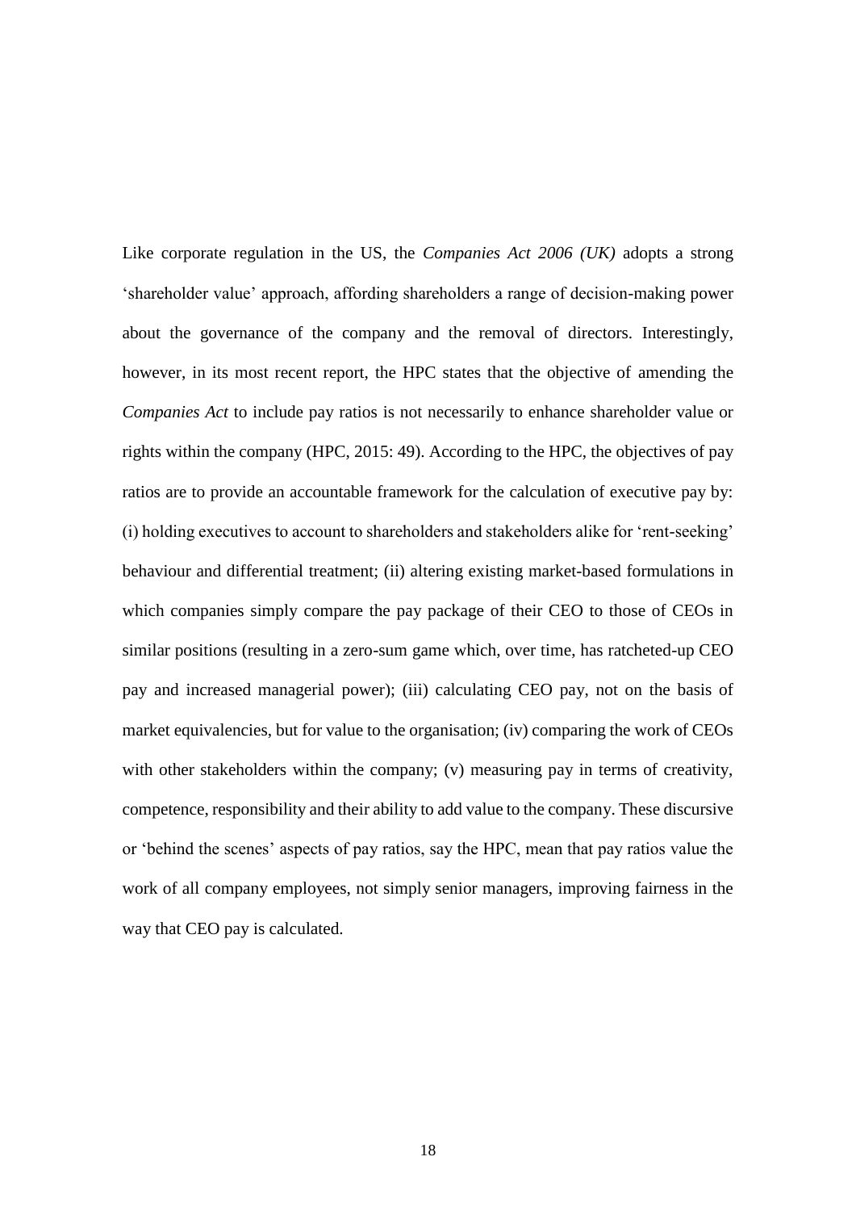Like corporate regulation in the US, the *Companies Act 2006 (UK)* adopts a strong 'shareholder value' approach, affording shareholders a range of decision-making power about the governance of the company and the removal of directors. Interestingly, however, in its most recent report, the HPC states that the objective of amending the *Companies Act* to include pay ratios is not necessarily to enhance shareholder value or rights within the company (HPC, 2015: 49). According to the HPC, the objectives of pay ratios are to provide an accountable framework for the calculation of executive pay by: (i) holding executives to account to shareholders and stakeholders alike for 'rent-seeking' behaviour and differential treatment; (ii) altering existing market-based formulations in which companies simply compare the pay package of their CEO to those of CEOs in similar positions (resulting in a zero-sum game which, over time, has ratcheted-up CEO pay and increased managerial power); (iii) calculating CEO pay, not on the basis of market equivalencies, but for value to the organisation; (iv) comparing the work of CEOs with other stakeholders within the company; (v) measuring pay in terms of creativity, competence, responsibility and their ability to add value to the company. These discursive or 'behind the scenes' aspects of pay ratios, say the HPC, mean that pay ratios value the work of all company employees, not simply senior managers, improving fairness in the way that CEO pay is calculated.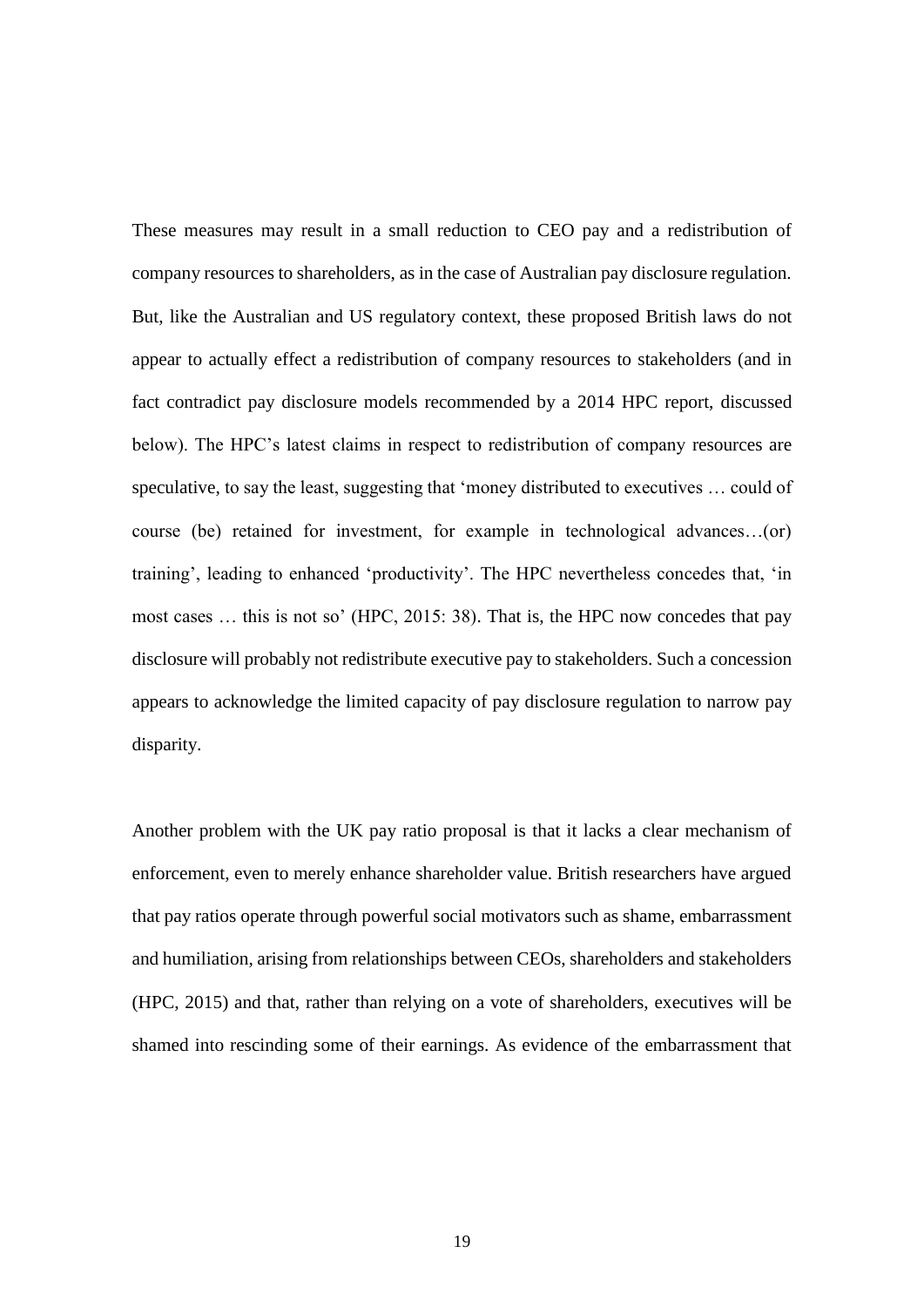These measures may result in a small reduction to CEO pay and a redistribution of company resources to shareholders, as in the case of Australian pay disclosure regulation. But, like the Australian and US regulatory context, these proposed British laws do not appear to actually effect a redistribution of company resources to stakeholders (and in fact contradict pay disclosure models recommended by a 2014 HPC report, discussed below). The HPC's latest claims in respect to redistribution of company resources are speculative, to say the least, suggesting that 'money distributed to executives … could of course (be) retained for investment, for example in technological advances…(or) training', leading to enhanced 'productivity'. The HPC nevertheless concedes that, 'in most cases … this is not so' (HPC, 2015: 38). That is, the HPC now concedes that pay disclosure will probably not redistribute executive pay to stakeholders. Such a concession appears to acknowledge the limited capacity of pay disclosure regulation to narrow pay disparity.

Another problem with the UK pay ratio proposal is that it lacks a clear mechanism of enforcement, even to merely enhance shareholder value. British researchers have argued that pay ratios operate through powerful social motivators such as shame, embarrassment and humiliation, arising from relationships between CEOs, shareholders and stakeholders (HPC, 2015) and that, rather than relying on a vote of shareholders, executives will be shamed into rescinding some of their earnings. As evidence of the embarrassment that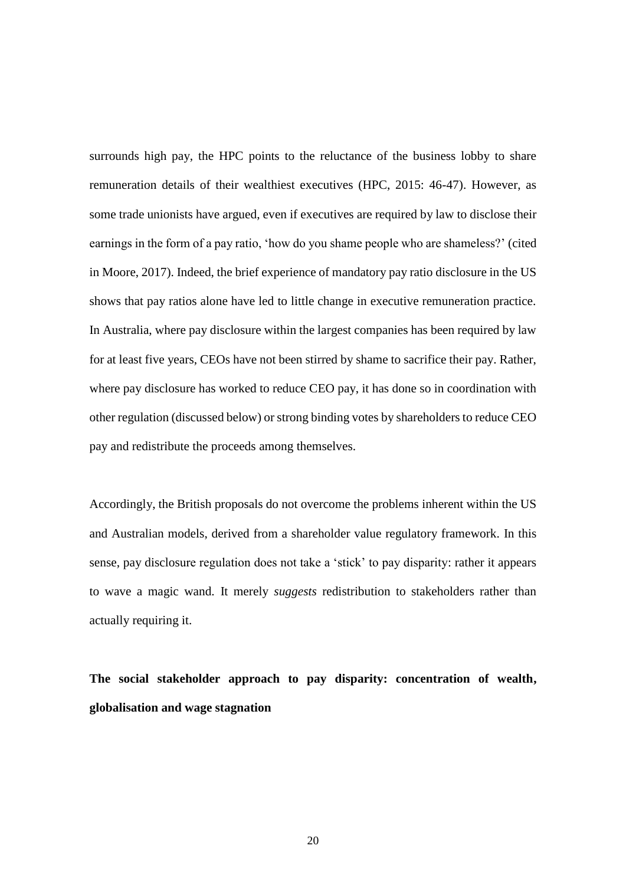surrounds high pay, the HPC points to the reluctance of the business lobby to share remuneration details of their wealthiest executives (HPC, 2015: 46-47). However, as some trade unionists have argued, even if executives are required by law to disclose their earnings in the form of a pay ratio, 'how do you shame people who are shameless?' (cited in Moore, 2017). Indeed, the brief experience of mandatory pay ratio disclosure in the US shows that pay ratios alone have led to little change in executive remuneration practice. In Australia, where pay disclosure within the largest companies has been required by law for at least five years, CEOs have not been stirred by shame to sacrifice their pay. Rather, where pay disclosure has worked to reduce CEO pay, it has done so in coordination with other regulation (discussed below) or strong binding votes by shareholders to reduce CEO pay and redistribute the proceeds among themselves.

Accordingly, the British proposals do not overcome the problems inherent within the US and Australian models, derived from a shareholder value regulatory framework. In this sense, pay disclosure regulation does not take a 'stick' to pay disparity: rather it appears to wave a magic wand. It merely *suggests* redistribution to stakeholders rather than actually requiring it.

**The social stakeholder approach to pay disparity: concentration of wealth, globalisation and wage stagnation**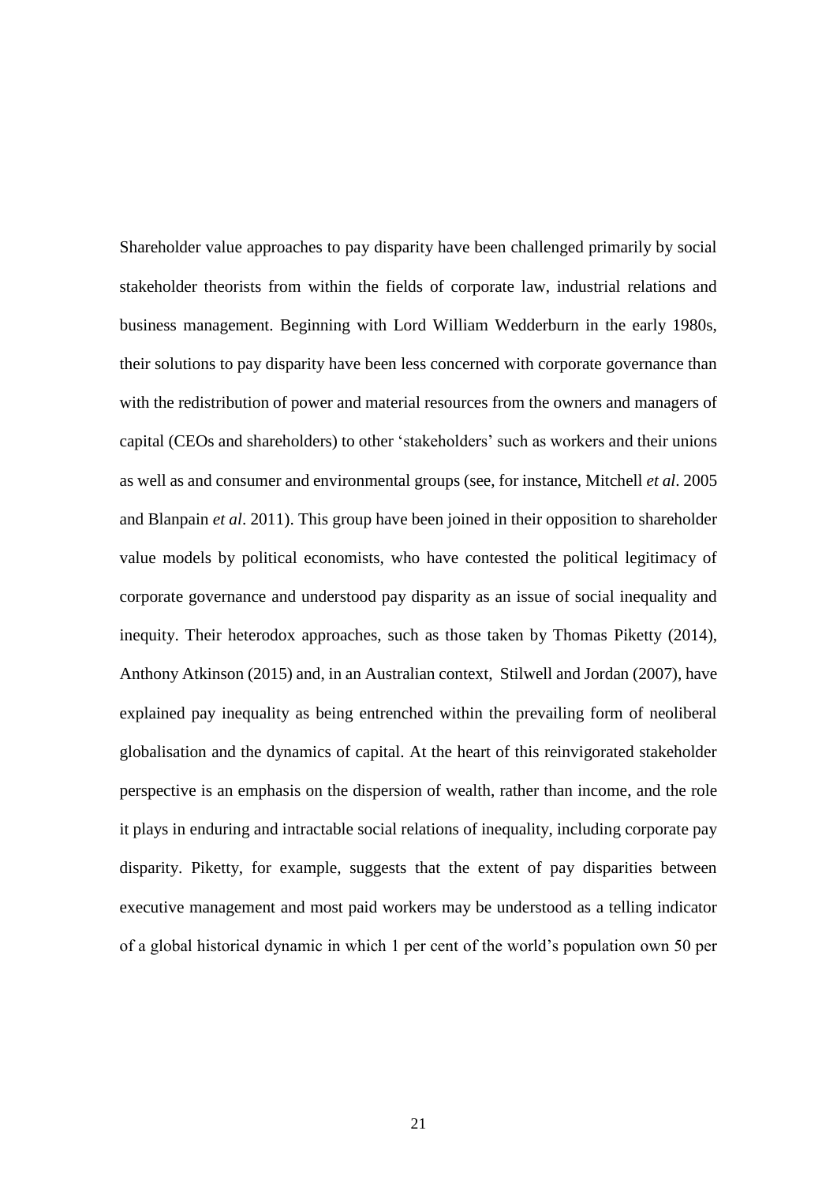Shareholder value approaches to pay disparity have been challenged primarily by social stakeholder theorists from within the fields of corporate law, industrial relations and business management. Beginning with Lord William Wedderburn in the early 1980s, their solutions to pay disparity have been less concerned with corporate governance than with the redistribution of power and material resources from the owners and managers of capital (CEOs and shareholders) to other 'stakeholders' such as workers and their unions as well as and consumer and environmental groups (see, for instance, Mitchell *et al*. 2005 and Blanpain *et al*. 2011). This group have been joined in their opposition to shareholder value models by political economists, who have contested the political legitimacy of corporate governance and understood pay disparity as an issue of social inequality and inequity. Their heterodox approaches, such as those taken by Thomas Piketty (2014), Anthony Atkinson (2015) and, in an Australian context, Stilwell and Jordan (2007), have explained pay inequality as being entrenched within the prevailing form of neoliberal globalisation and the dynamics of capital. At the heart of this reinvigorated stakeholder perspective is an emphasis on the dispersion of wealth, rather than income, and the role it plays in enduring and intractable social relations of inequality, including corporate pay disparity. Piketty, for example, suggests that the extent of pay disparities between executive management and most paid workers may be understood as a telling indicator of a global historical dynamic in which 1 per cent of the world's population own 50 per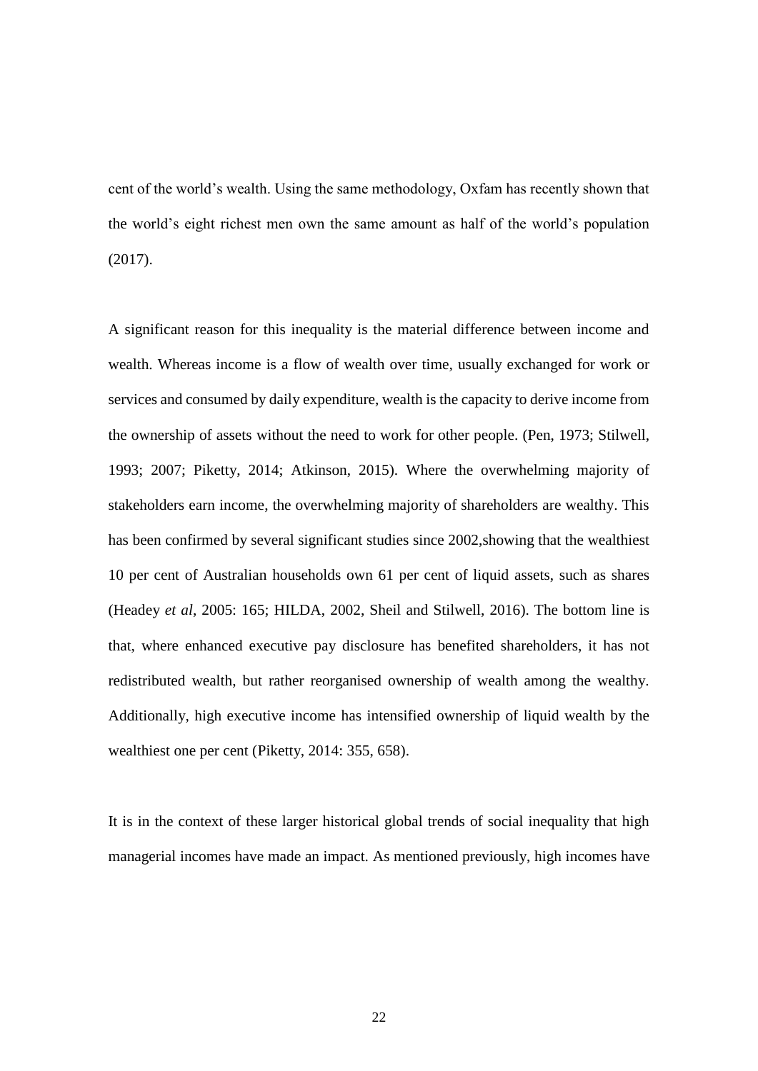cent of the world's wealth. Using the same methodology, Oxfam has recently shown that the world's eight richest men own the same amount as half of the world's population (2017).

A significant reason for this inequality is the material difference between income and wealth. Whereas income is a flow of wealth over time, usually exchanged for work or services and consumed by daily expenditure, wealth is the capacity to derive income from the ownership of assets without the need to work for other people. (Pen, 1973; Stilwell, 1993; 2007; Piketty, 2014; Atkinson, 2015). Where the overwhelming majority of stakeholders earn income, the overwhelming majority of shareholders are wealthy. This has been confirmed by several significant studies since 2002,showing that the wealthiest 10 per cent of Australian households own 61 per cent of liquid assets, such as shares (Headey *et al*, 2005: 165; HILDA, 2002, Sheil and Stilwell, 2016). The bottom line is that, where enhanced executive pay disclosure has benefited shareholders, it has not redistributed wealth, but rather reorganised ownership of wealth among the wealthy. Additionally, high executive income has intensified ownership of liquid wealth by the wealthiest one per cent (Piketty, 2014: 355, 658).

It is in the context of these larger historical global trends of social inequality that high managerial incomes have made an impact. As mentioned previously, high incomes have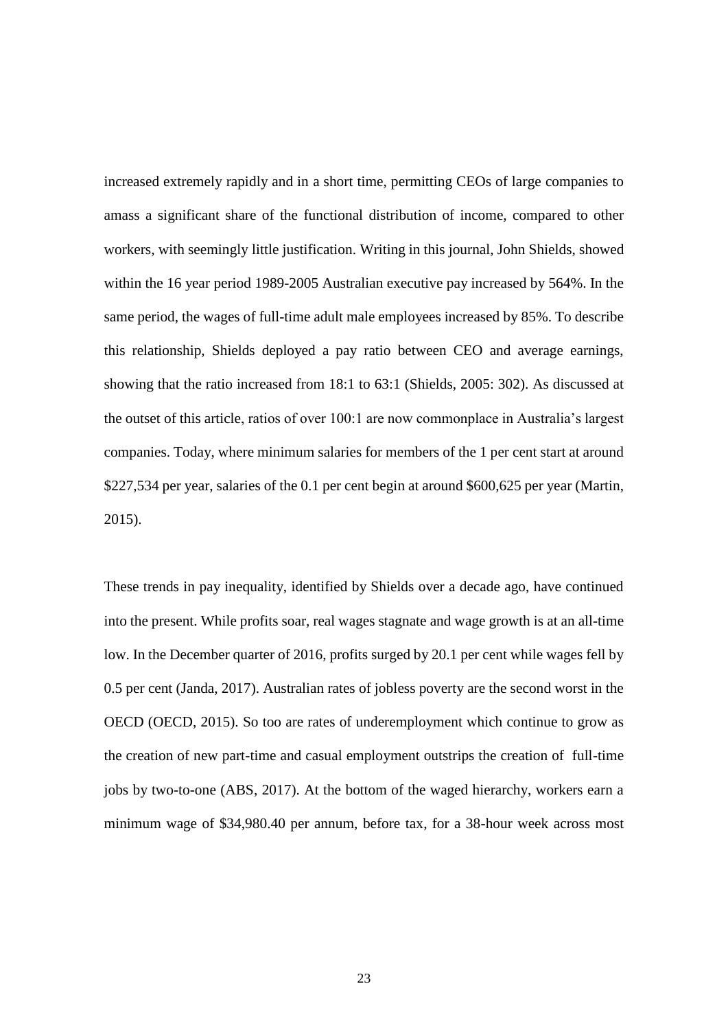increased extremely rapidly and in a short time, permitting CEOs of large companies to amass a significant share of the functional distribution of income, compared to other workers, with seemingly little justification. Writing in this journal, John Shields, showed within the 16 year period 1989-2005 Australian executive pay increased by 564%. In the same period, the wages of full-time adult male employees increased by 85%. To describe this relationship, Shields deployed a pay ratio between CEO and average earnings, showing that the ratio increased from 18:1 to 63:1 (Shields, 2005: 302). As discussed at the outset of this article, ratios of over 100:1 are now commonplace in Australia's largest companies. Today, where minimum salaries for members of the 1 per cent start at around $227,534 per year, salaries of the 0.1 per cent begin at around $600,625 per year (Martin, 2015).

These trends in pay inequality, identified by Shields over a decade ago, have continued into the present. While profits soar, real wages stagnate and wage growth is at an all-time low. In the December quarter of 2016, profits surged by 20.1 per cent while wages fell by 0.5 per cent (Janda, 2017). Australian rates of jobless poverty are the second worst in the OECD (OECD, 2015). So too are rates of underemployment which continue to grow as the creation of new part-time and casual employment outstrips the creation of full-time jobs by two-to-one (ABS, 2017). At the bottom of the waged hierarchy, workers earn a minimum wage of $34,980.40 per annum, before tax, for a 38-hour week across most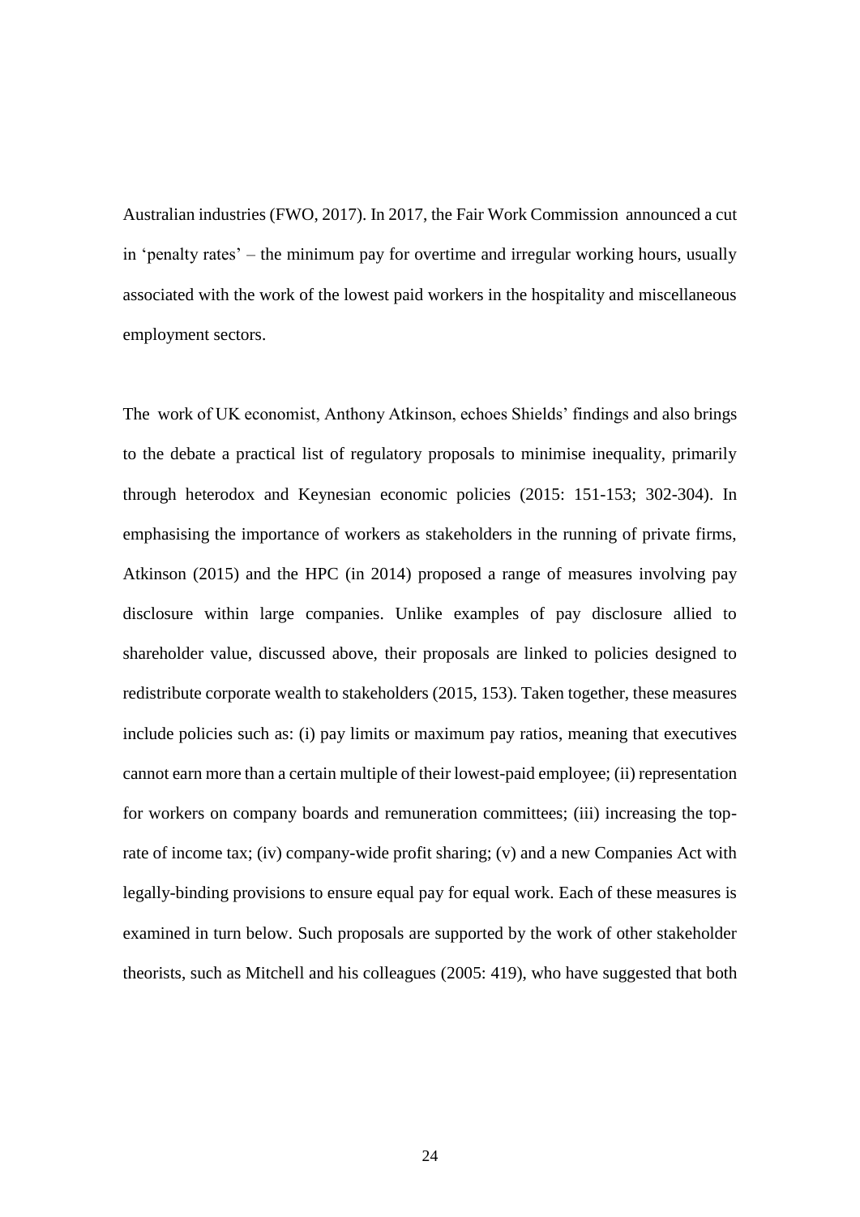Australian industries (FWO, 2017). In 2017, the Fair Work Commission announced a cut in 'penalty rates' – the minimum pay for overtime and irregular working hours, usually associated with the work of the lowest paid workers in the hospitality and miscellaneous employment sectors.

The work of UK economist, Anthony Atkinson, echoes Shields' findings and also brings to the debate a practical list of regulatory proposals to minimise inequality, primarily through heterodox and Keynesian economic policies (2015: 151-153; 302-304). In emphasising the importance of workers as stakeholders in the running of private firms, Atkinson (2015) and the HPC (in 2014) proposed a range of measures involving pay disclosure within large companies. Unlike examples of pay disclosure allied to shareholder value, discussed above, their proposals are linked to policies designed to redistribute corporate wealth to stakeholders (2015, 153). Taken together, these measures include policies such as: (i) pay limits or maximum pay ratios, meaning that executives cannot earn more than a certain multiple of their lowest-paid employee; (ii) representation for workers on company boards and remuneration committees; (iii) increasing the top-rate of income tax; (iv) company-wide profit sharing; (v) and a new Companies Act with legally-binding provisions to ensure equal pay for equal work. Each of these measures is examined in turn below. Such proposals are supported by the work of other stakeholder theorists, such as Mitchell and his colleagues (2005: 419), who have suggested that both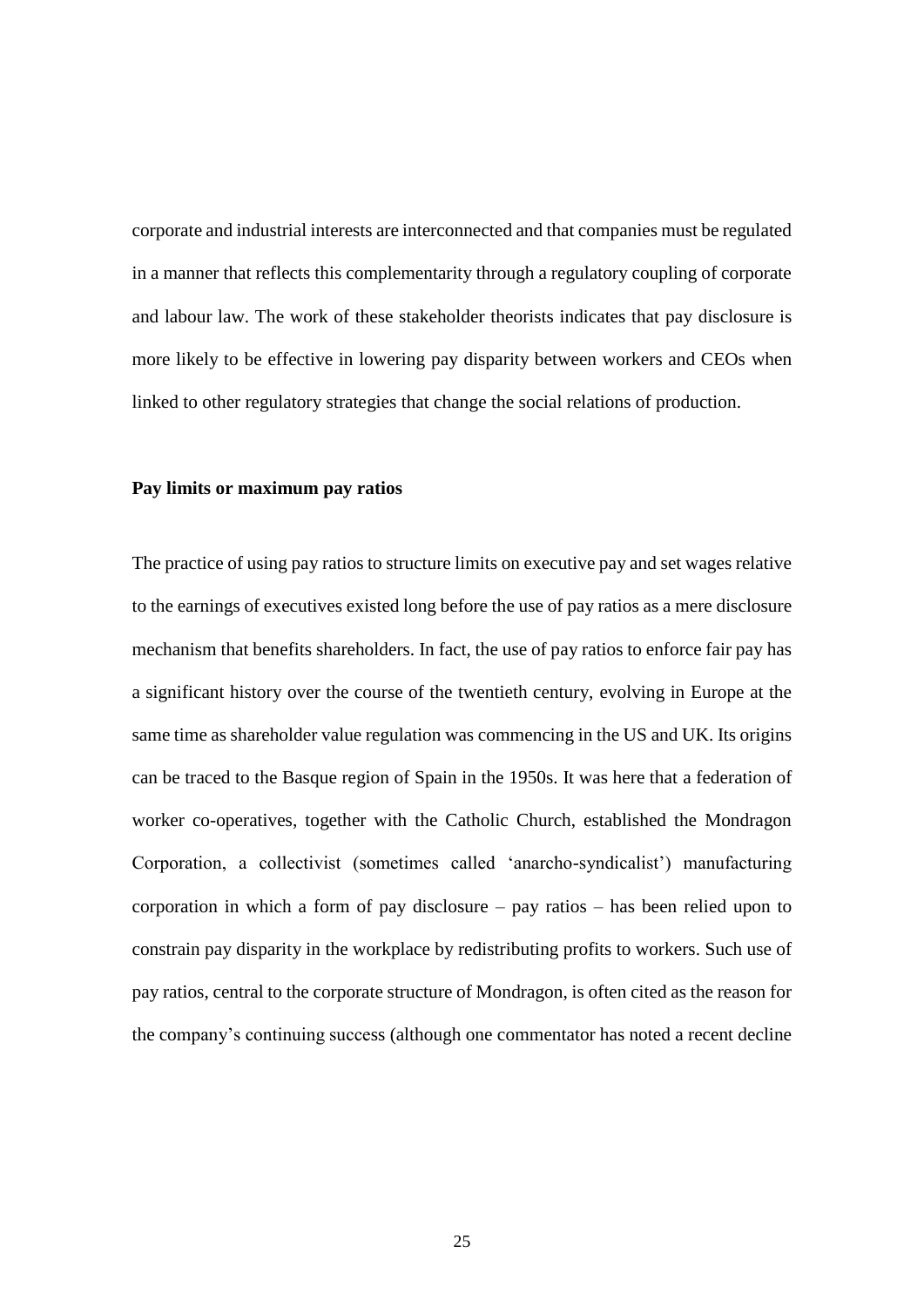corporate and industrial interests are interconnected and that companies must be regulated in a manner that reflects this complementarity through a regulatory coupling of corporate and labour law. The work of these stakeholder theorists indicates that pay disclosure is more likely to be effective in lowering pay disparity between workers and CEOs when linked to other regulatory strategies that change the social relations of production.

**Pay limits or maximum pay ratios**

The practice of using pay ratios to structure limits on executive pay and set wages relative to the earnings of executives existed long before the use of pay ratios as a mere disclosure mechanism that benefits shareholders. In fact, the use of pay ratios to enforce fair pay has a significant history over the course of the twentieth century, evolving in Europe at the same time as shareholder value regulation was commencing in the US and UK. Its origins can be traced to the Basque region of Spain in the 1950s. It was here that a federation of worker co-operatives, together with the Catholic Church, established the Mondragon Corporation, a collectivist (sometimes called 'anarcho-syndicalist') manufacturing corporation in which a form of pay disclosure – pay ratios – has been relied upon to constrain pay disparity in the workplace by redistributing profits to workers. Such use of pay ratios, central to the corporate structure of Mondragon, is often cited as the reason for the company's continuing success (although one commentator has noted a recent decline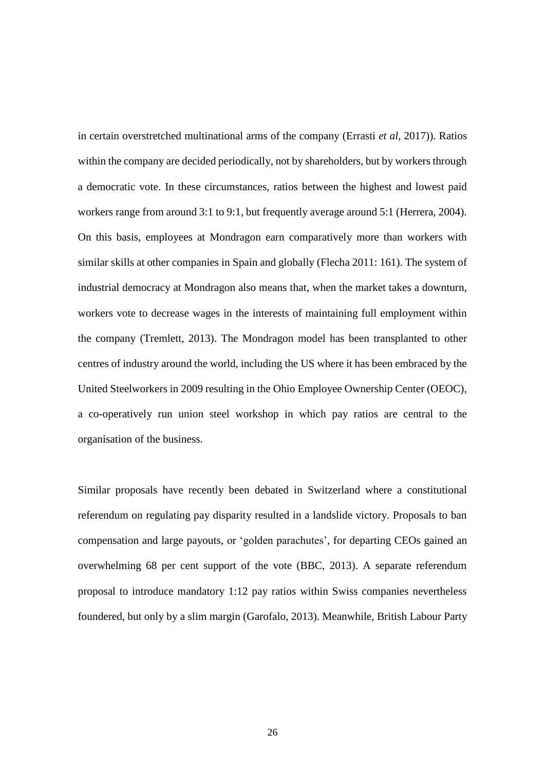in certain overstretched multinational arms of the company (Errasti *et al*, 2017)). Ratios within the company are decided periodically, not by shareholders, but by workers through a democratic vote. In these circumstances, ratios between the highest and lowest paid workers range from around 3:1 to 9:1, but frequently average around 5:1 (Herrera, 2004). On this basis, employees at Mondragon earn comparatively more than workers with similar skills at other companies in Spain and globally (Flecha 2011: 161). The system of industrial democracy at Mondragon also means that, when the market takes a downturn, workers vote to decrease wages in the interests of maintaining full employment within the company (Tremlett, 2013). The Mondragon model has been transplanted to other centres of industry around the world, including the US where it has been embraced by the United Steelworkers in 2009 resulting in the Ohio Employee Ownership Center (OEOC), a co-operatively run union steel workshop in which pay ratios are central to the organisation of the business.

Similar proposals have recently been debated in Switzerland where a constitutional referendum on regulating pay disparity resulted in a landslide victory. Proposals to ban compensation and large payouts, or 'golden parachutes', for departing CEOs gained an overwhelming 68 per cent support of the vote (BBC, 2013). A separate referendum proposal to introduce mandatory 1:12 pay ratios within Swiss companies nevertheless foundered, but only by a slim margin (Garofalo, 2013). Meanwhile, British Labour Party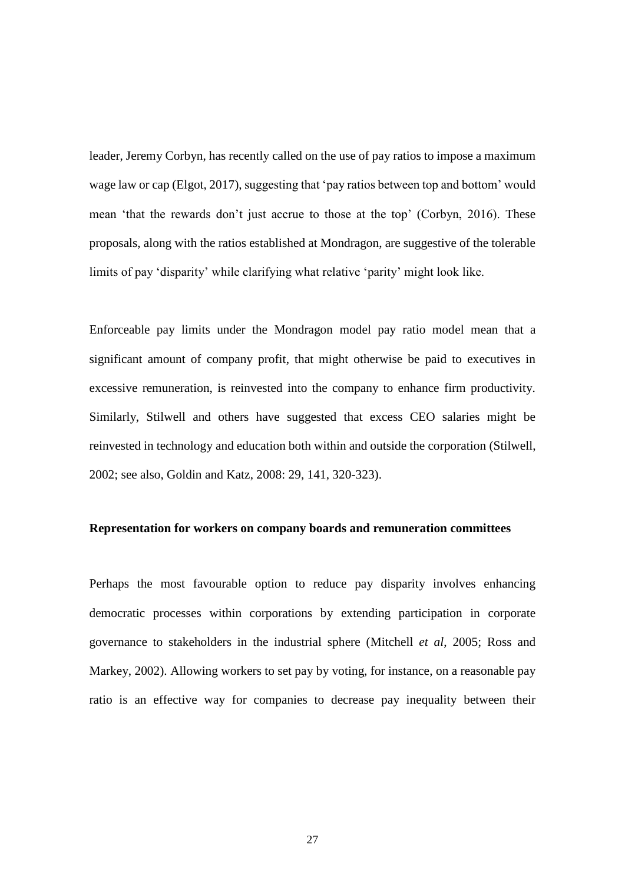leader, Jeremy Corbyn, has recently called on the use of pay ratios to impose a maximum wage law or cap (Elgot, 2017), suggesting that 'pay ratios between top and bottom' would mean 'that the rewards don't just accrue to those at the top' (Corbyn, 2016). These proposals, along with the ratios established at Mondragon, are suggestive of the tolerable limits of pay 'disparity' while clarifying what relative 'parity' might look like.

Enforceable pay limits under the Mondragon model pay ratio model mean that a significant amount of company profit, that might otherwise be paid to executives in excessive remuneration, is reinvested into the company to enhance firm productivity. Similarly, Stilwell and others have suggested that excess CEO salaries might be reinvested in technology and education both within and outside the corporation (Stilwell, 2002; see also, Goldin and Katz, 2008: 29, 141, 320-323).

**Representation for workers on company boards and remuneration committees**

Perhaps the most favourable option to reduce pay disparity involves enhancing democratic processes within corporations by extending participation in corporate governance to stakeholders in the industrial sphere (Mitchell *et al*, 2005; Ross and Markey, 2002). Allowing workers to set pay by voting, for instance, on a reasonable pay ratio is an effective way for companies to decrease pay inequality between their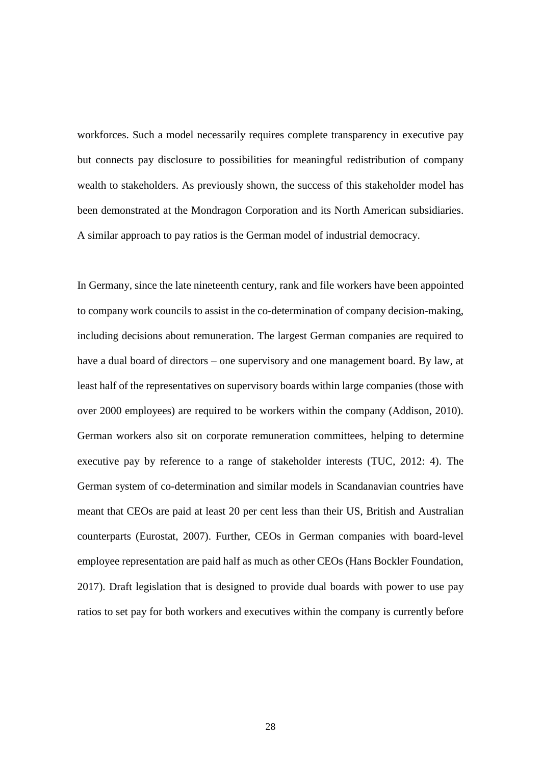workforces. Such a model necessarily requires complete transparency in executive pay but connects pay disclosure to possibilities for meaningful redistribution of company wealth to stakeholders. As previously shown, the success of this stakeholder model has been demonstrated at the Mondragon Corporation and its North American subsidiaries. A similar approach to pay ratios is the German model of industrial democracy.

In Germany, since the late nineteenth century, rank and file workers have been appointed to company work councils to assist in the co-determination of company decision-making, including decisions about remuneration. The largest German companies are required to have a dual board of directors – one supervisory and one management board. By law, at least half of the representatives on supervisory boards within large companies (those with over 2000 employees) are required to be workers within the company (Addison, 2010). German workers also sit on corporate remuneration committees, helping to determine executive pay by reference to a range of stakeholder interests (TUC, 2012: 4). The German system of co-determination and similar models in Scandanavian countries have meant that CEOs are paid at least 20 per cent less than their US, British and Australian counterparts (Eurostat, 2007). Further, CEOs in German companies with board-level employee representation are paid half as much as other CEOs (Hans Bockler Foundation, 2017). Draft legislation that is designed to provide dual boards with power to use pay ratios to set pay for both workers and executives within the company is currently before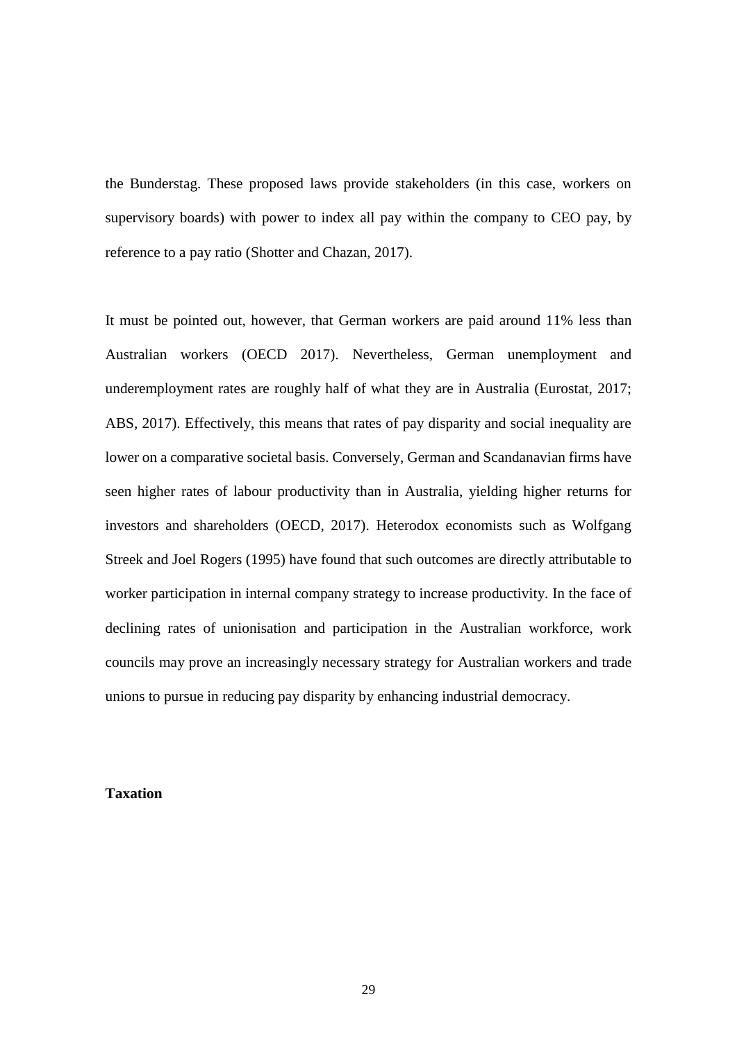the Bunderstag. These proposed laws provide stakeholders (in this case, workers on supervisory boards) with power to index all pay within the company to CEO pay, by reference to a pay ratio (Shotter and Chazan, 2017).

It must be pointed out, however, that German workers are paid around 11% less than Australian workers (OECD 2017). Nevertheless, German unemployment and underemployment rates are roughly half of what they are in Australia (Eurostat, 2017; ABS, 2017). Effectively, this means that rates of pay disparity and social inequality are lower on a comparative societal basis. Conversely, German and Scandanavian firms have seen higher rates of labour productivity than in Australia, yielding higher returns for investors and shareholders (OECD, 2017). Heterodox economists such as Wolfgang Streek and Joel Rogers (1995) have found that such outcomes are directly attributable to worker participation in internal company strategy to increase productivity. In the face of declining rates of unionisation and participation in the Australian workforce, work councils may prove an increasingly necessary strategy for Australian workers and trade unions to pursue in reducing pay disparity by enhancing industrial democracy.

**Taxation**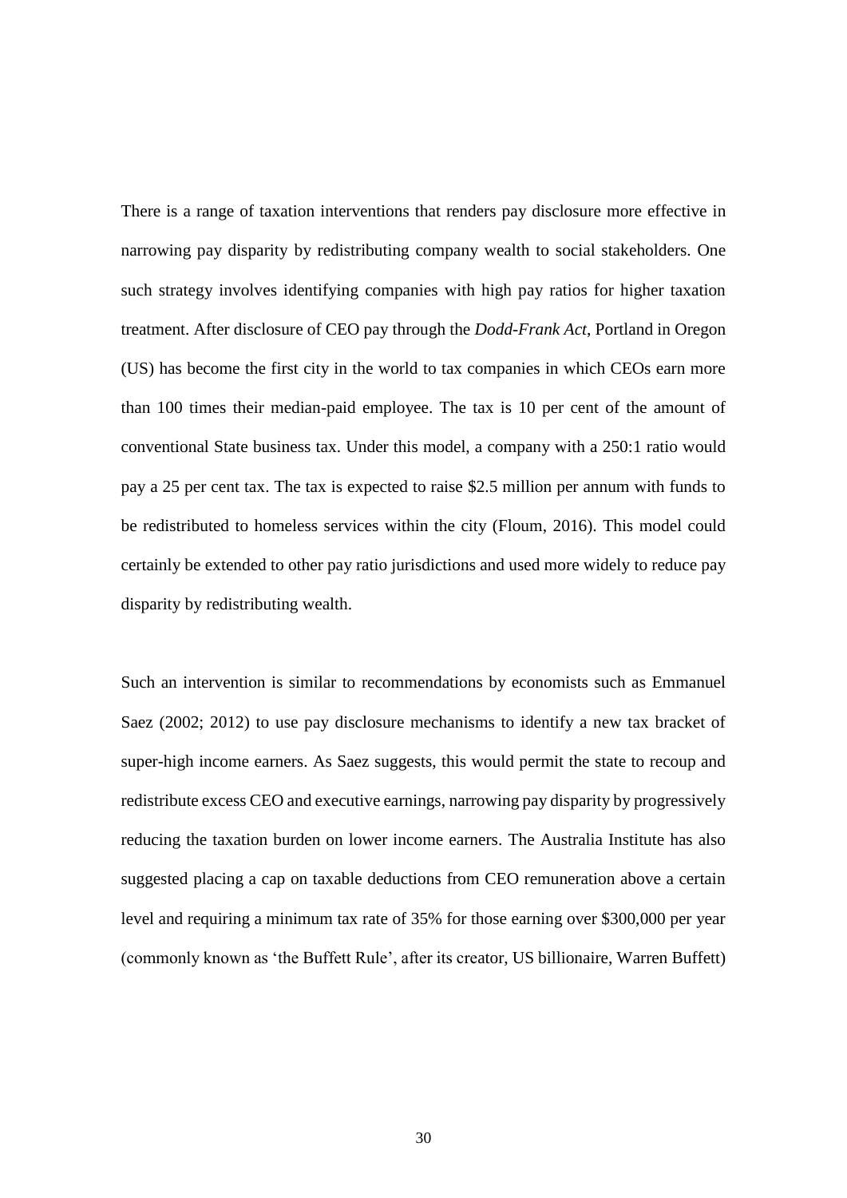There is a range of taxation interventions that renders pay disclosure more effective in narrowing pay disparity by redistributing company wealth to social stakeholders. One such strategy involves identifying companies with high pay ratios for higher taxation treatment. After disclosure of CEO pay through the *Dodd-Frank Act*, Portland in Oregon (US) has become the first city in the world to tax companies in which CEOs earn more than 100 times their median-paid employee. The tax is 10 per cent of the amount of conventional State business tax. Under this model, a company with a 250:1 ratio would pay a 25 per cent tax. The tax is expected to raise $2.5 million per annum with funds to be redistributed to homeless services within the city (Floum, 2016). This model could certainly be extended to other pay ratio jurisdictions and used more widely to reduce pay disparity by redistributing wealth.

Such an intervention is similar to recommendations by economists such as Emmanuel Saez (2002; 2012) to use pay disclosure mechanisms to identify a new tax bracket of super-high income earners. As Saez suggests, this would permit the state to recoup and redistribute excess CEO and executive earnings, narrowing pay disparity by progressively reducing the taxation burden on lower income earners. The Australia Institute has also suggested placing a cap on taxable deductions from CEO remuneration above a certain level and requiring a minimum tax rate of 35% for those earning over $300,000 per year (commonly known as 'the Buffett Rule', after its creator, US billionaire, Warren Buffett)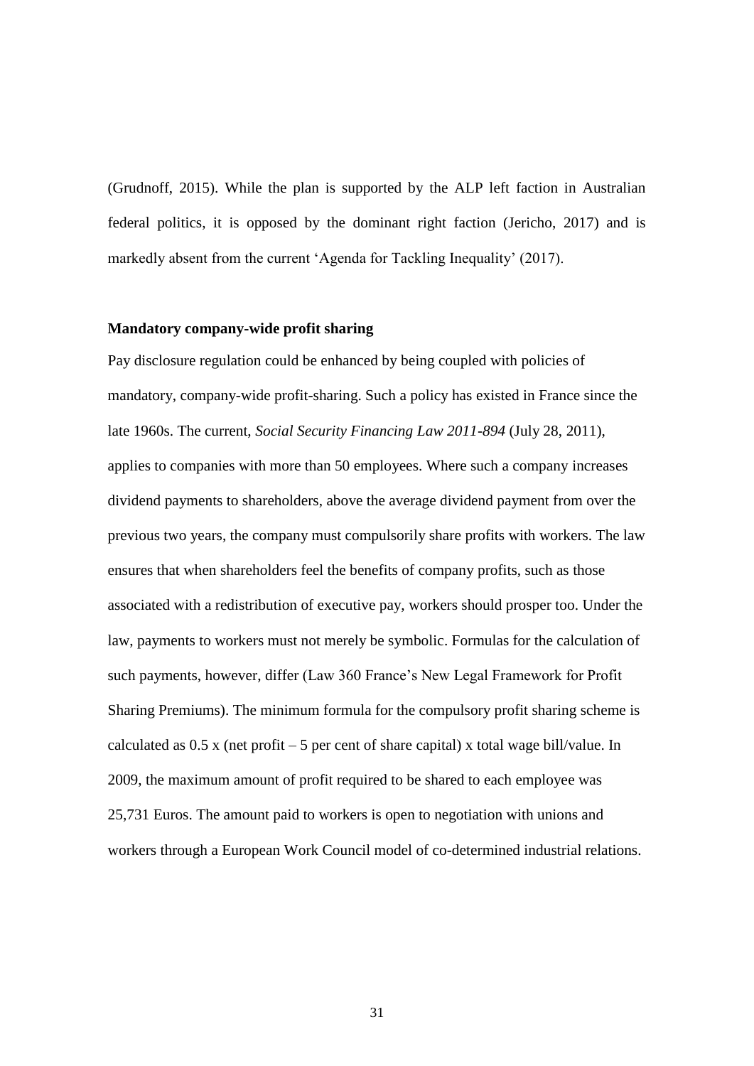(Grudnoff, 2015). While the plan is supported by the ALP left faction in Australian federal politics, it is opposed by the dominant right faction (Jericho, 2017) and is markedly absent from the current 'Agenda for Tackling Inequality' (2017).

**Mandatory company-wide profit sharing**

Pay disclosure regulation could be enhanced by being coupled with policies of mandatory, company-wide profit-sharing. Such a policy has existed in France since the late 1960s. The current, *Social Security Financing Law 2011-894* (July 28, 2011), applies to companies with more than 50 employees. Where such a company increases dividend payments to shareholders, above the average dividend payment from over the previous two years, the company must compulsorily share profits with workers. The law ensures that when shareholders feel the benefits of company profits, such as those associated with a redistribution of executive pay, workers should prosper too. Under the law, payments to workers must not merely be symbolic. Formulas for the calculation of such payments, however, differ (Law 360 France's New Legal Framework for Profit Sharing Premiums). The minimum formula for the compulsory profit sharing scheme is calculated as 0.5 x (net profit – 5 per cent of share capital) x total wage bill/value. In 2009, the maximum amount of profit required to be shared to each employee was 25,731 Euros. The amount paid to workers is open to negotiation with unions and workers through a European Work Council model of co-determined industrial relations.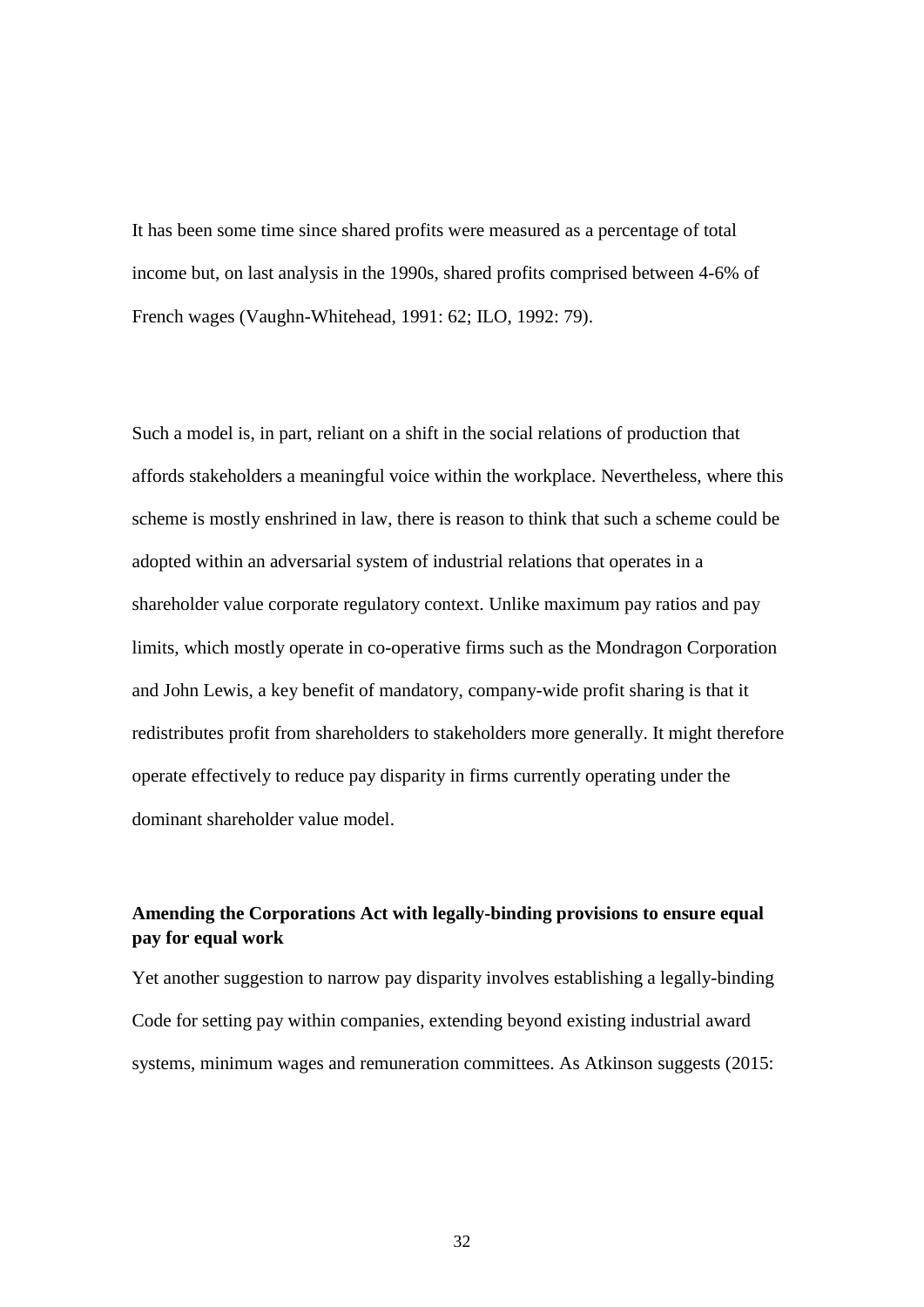It has been some time since shared profits were measured as a percentage of total income but, on last analysis in the 1990s, shared profits comprised between 4-6% of French wages (Vaughn-Whitehead, 1991: 62; ILO, 1992: 79).

Such a model is, in part, reliant on a shift in the social relations of production that affords stakeholders a meaningful voice within the workplace. Nevertheless, where this scheme is mostly enshrined in law, there is reason to think that such a scheme could be adopted within an adversarial system of industrial relations that operates in a shareholder value corporate regulatory context. Unlike maximum pay ratios and pay limits, which mostly operate in co-operative firms such as the Mondragon Corporation and John Lewis, a key benefit of mandatory, company-wide profit sharing is that it redistributes profit from shareholders to stakeholders more generally. It might therefore operate effectively to reduce pay disparity in firms currently operating under the dominant shareholder value model.

**Amending the Corporations Act with legally-binding provisions to ensure equal pay for equal work**

Yet another suggestion to narrow pay disparity involves establishing a legally-binding Code for setting pay within companies, extending beyond existing industrial award systems, minimum wages and remuneration committees. As Atkinson suggests (2015: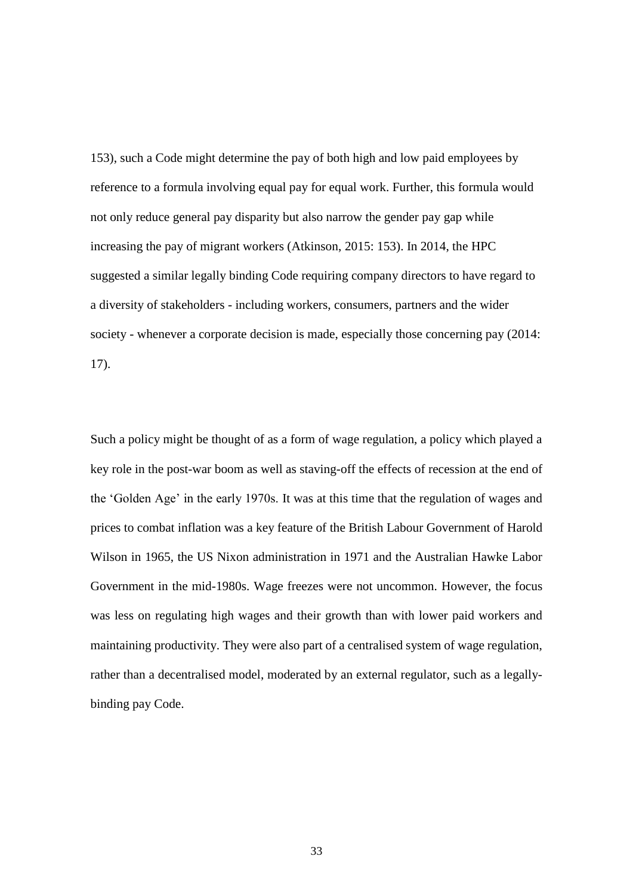153), such a Code might determine the pay of both high and low paid employees by reference to a formula involving equal pay for equal work. Further, this formula would not only reduce general pay disparity but also narrow the gender pay gap while increasing the pay of migrant workers (Atkinson, 2015: 153). In 2014, the HPC suggested a similar legally binding Code requiring company directors to have regard to a diversity of stakeholders - including workers, consumers, partners and the wider society - whenever a corporate decision is made, especially those concerning pay (2014: 17).

Such a policy might be thought of as a form of wage regulation, a policy which played a key role in the post-war boom as well as staving-off the effects of recession at the end of the 'Golden Age' in the early 1970s. It was at this time that the regulation of wages and prices to combat inflation was a key feature of the British Labour Government of Harold Wilson in 1965, the US Nixon administration in 1971 and the Australian Hawke Labor Government in the mid-1980s. Wage freezes were not uncommon. However, the focus was less on regulating high wages and their growth than with lower paid workers and maintaining productivity. They were also part of a centralised system of wage regulation, rather than a decentralised model, moderated by an external regulator, such as a legally-binding pay Code.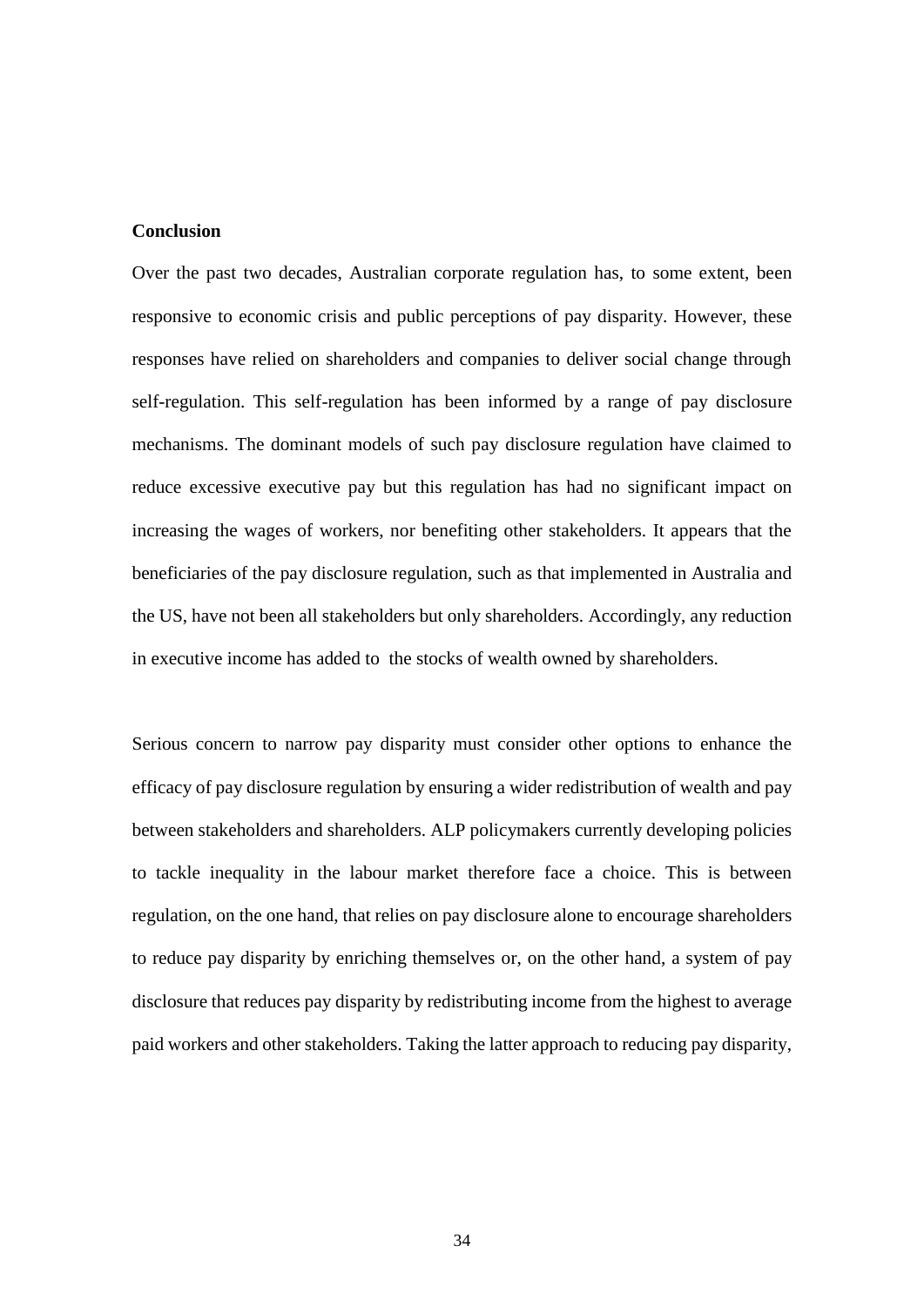**Conclusion**

Over the past two decades, Australian corporate regulation has, to some extent, been responsive to economic crisis and public perceptions of pay disparity. However, these responses have relied on shareholders and companies to deliver social change through self-regulation. This self-regulation has been informed by a range of pay disclosure mechanisms. The dominant models of such pay disclosure regulation have claimed to reduce excessive executive pay but this regulation has had no significant impact on increasing the wages of workers, nor benefiting other stakeholders. It appears that the beneficiaries of the pay disclosure regulation, such as that implemented in Australia and the US, have not been all stakeholders but only shareholders. Accordingly, any reduction in executive income has added to the stocks of wealth owned by shareholders.

Serious concern to narrow pay disparity must consider other options to enhance the efficacy of pay disclosure regulation by ensuring a wider redistribution of wealth and pay between stakeholders and shareholders. ALP policymakers currently developing policies to tackle inequality in the labour market therefore face a choice. This is between regulation, on the one hand, that relies on pay disclosure alone to encourage shareholders to reduce pay disparity by enriching themselves or, on the other hand, a system of pay disclosure that reduces pay disparity by redistributing income from the highest to average paid workers and other stakeholders. Taking the latter approach to reducing pay disparity,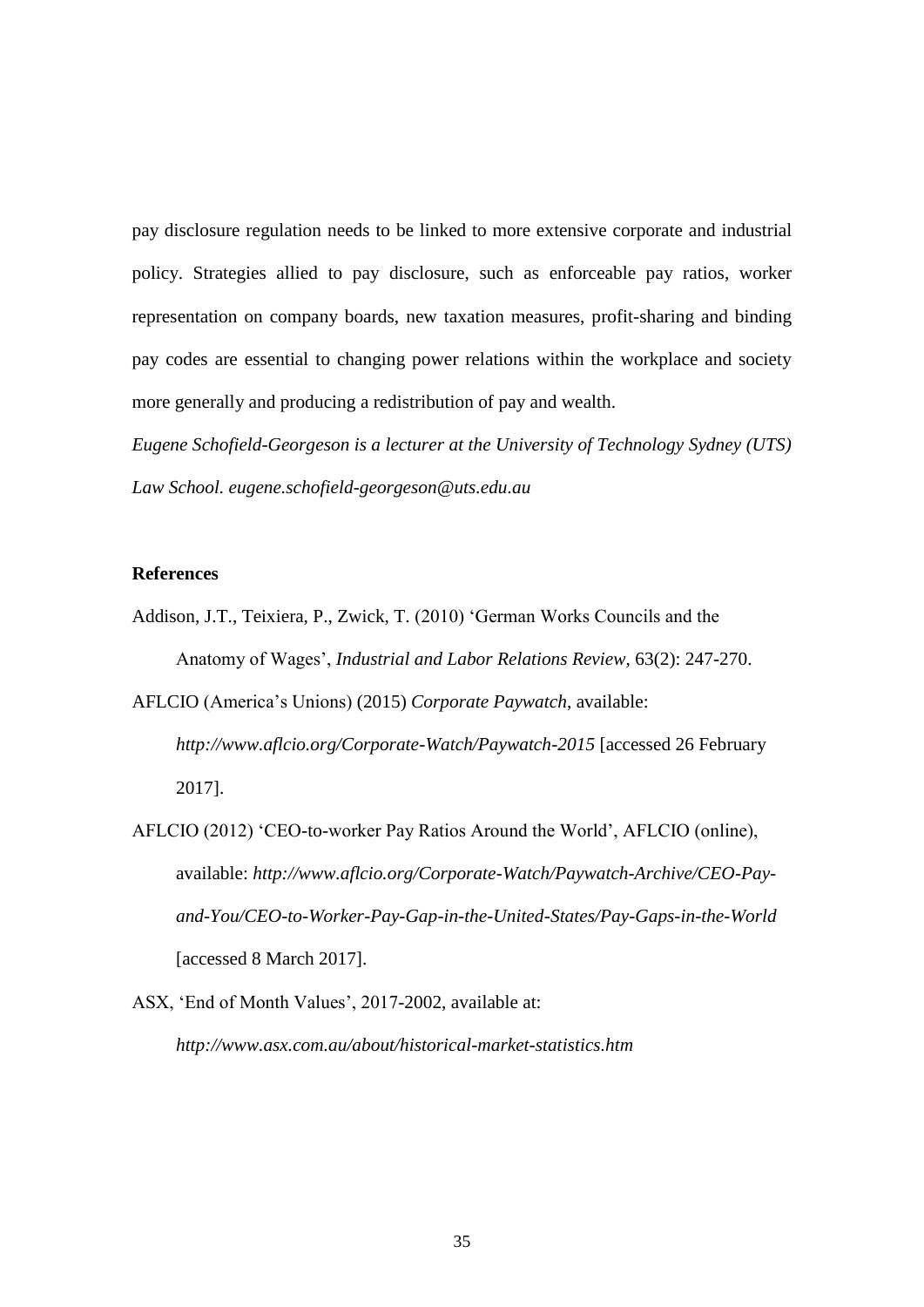pay disclosure regulation needs to be linked to more extensive corporate and industrial policy. Strategies allied to pay disclosure, such as enforceable pay ratios, worker representation on company boards, new taxation measures, profit-sharing and binding pay codes are essential to changing power relations within the workplace and society more generally and producing a redistribution of pay and wealth.

*Eugene Schofield-Georgeson is a lecturer at the University of Technology Sydney (UTS) Law School. eugene.schofield-georgeson@uts.edu.au*

## References

Addison, J.T., Teixiera, P., Zwick, T. (2010) 'German Works Councils and the Anatomy of Wages', *Industrial and Labor Relations Review*, 63(2): 247-270.

AFLCIO (America's Unions) (2015) *Corporate Paywatch*, available: *http://www.aflcio.org/Corporate-Watch/Paywatch-2015* [accessed 26 February 2017].

AFLCIO (2012) 'CEO-to-worker Pay Ratios Around the World', AFLCIO (online), available: *http://www.aflcio.org/Corporate-Watch/Paywatch-Archive/CEO-Pay-and-You/CEO-to-Worker-Pay-Gap-in-the-United-States/Pay-Gaps-in-the-World* [accessed 8 March 2017].

ASX, 'End of Month Values', 2017-2002, available at: *http://www.asx.com.au/about/historical-market-statistics.htm*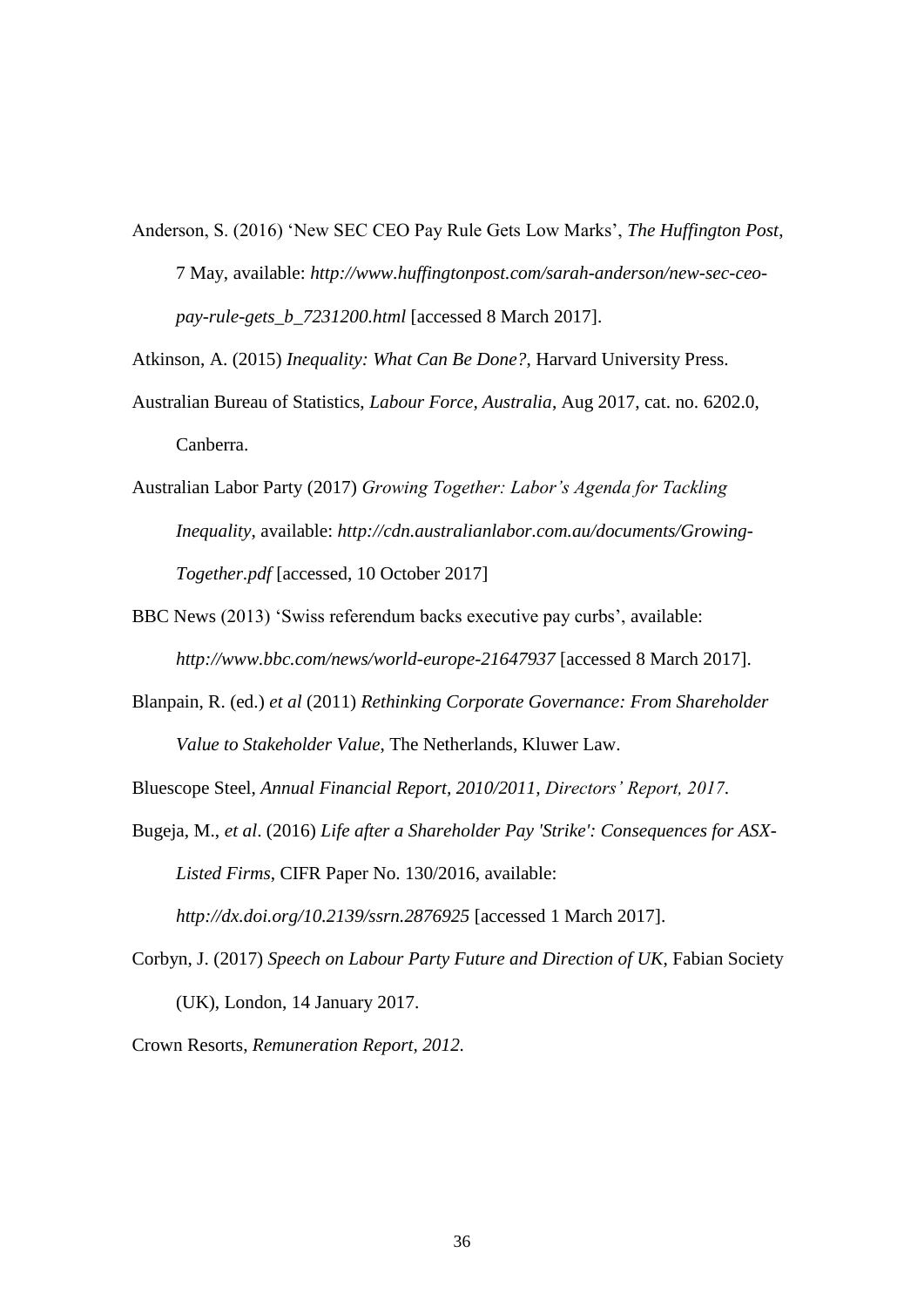Anderson, S. (2016) 'New SEC CEO Pay Rule Gets Low Marks', *The Huffington Post*, 7 May, available: *http://www.huffingtonpost.com/sarah-anderson/new-sec-ceo-pay-rule-gets_b_7231200.html* [accessed 8 March 2017].

Atkinson, A. (2015) *Inequality: What Can Be Done?,* Harvard University Press.

Australian Bureau of Statistics, *Labour Force, Australia*, Aug 2017, cat. no. 6202.0, Canberra.

Australian Labor Party (2017) *Growing Together: Labor's Agenda for Tackling Inequality*, available: *http://cdn.australianlabor.com.au/documents/Growing-Together.pdf* [accessed, 10 October 2017]

BBC News (2013) 'Swiss referendum backs executive pay curbs', available: *http://www.bbc.com/news/world-europe-21647937* [accessed 8 March 2017].

Blanpain, R. (ed.) *et al* (2011) *Rethinking Corporate Governance: From Shareholder Value to Stakeholder Value*, The Netherlands, Kluwer Law.

Bluescope Steel, *Annual Financial Report, 2010/2011, Directors' Report, 2017*.

Bugeja, M., *et al*. (2016) *Life after a Shareholder Pay 'Strike': Consequences for ASX-Listed Firms*, CIFR Paper No. 130/2016, available: *http://dx.doi.org/10.2139/ssrn.2876925* [accessed 1 March 2017].

Corbyn, J. (2017) *Speech on Labour Party Future and Direction of UK*, Fabian Society (UK), London, 14 January 2017.

Crown Resorts, *Remuneration Report, 2012*.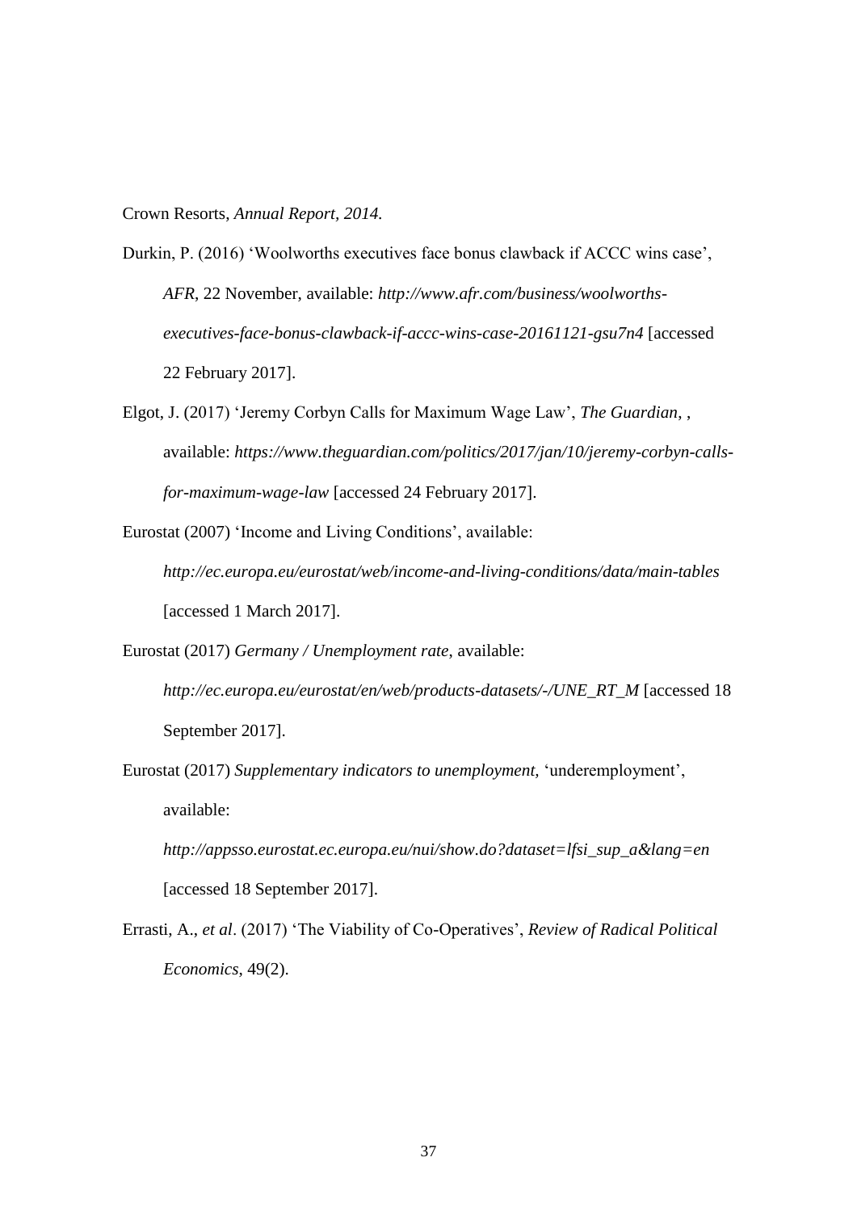Crown Resorts, *Annual Report, 2014.*

Durkin, P. (2016) 'Woolworths executives face bonus clawback if ACCC wins case', *AFR*, 22 November, available: *http://www.afr.com/business/woolworths-executives-face-bonus-clawback-if-accc-wins-case-20161121-gsu7n4* [accessed 22 February 2017].

Elgot, J. (2017) 'Jeremy Corbyn Calls for Maximum Wage Law', *The Guardian*, , available: *https://www.theguardian.com/politics/2017/jan/10/jeremy-corbyn-calls-for-maximum-wage-law* [accessed 24 February 2017].

Eurostat (2007) 'Income and Living Conditions', available: *http://ec.europa.eu/eurostat/web/income-and-living-conditions/data/main-tables* [accessed 1 March 2017].

Eurostat (2017) *Germany / Unemployment rate*, available: *http://ec.europa.eu/eurostat/en/web/products-datasets/-/UNE_RT_M* [accessed 18 September 2017].

Eurostat (2017) *Supplementary indicators to unemployment,* 'underemployment', available: *http://appsso.eurostat.ec.europa.eu/nui/show.do?dataset=lfsi_sup_a&lang=en* [accessed 18 September 2017].

Errasti, A., *et al*. (2017) 'The Viability of Co-Operatives', *Review of Radical Political Economics*, 49(2).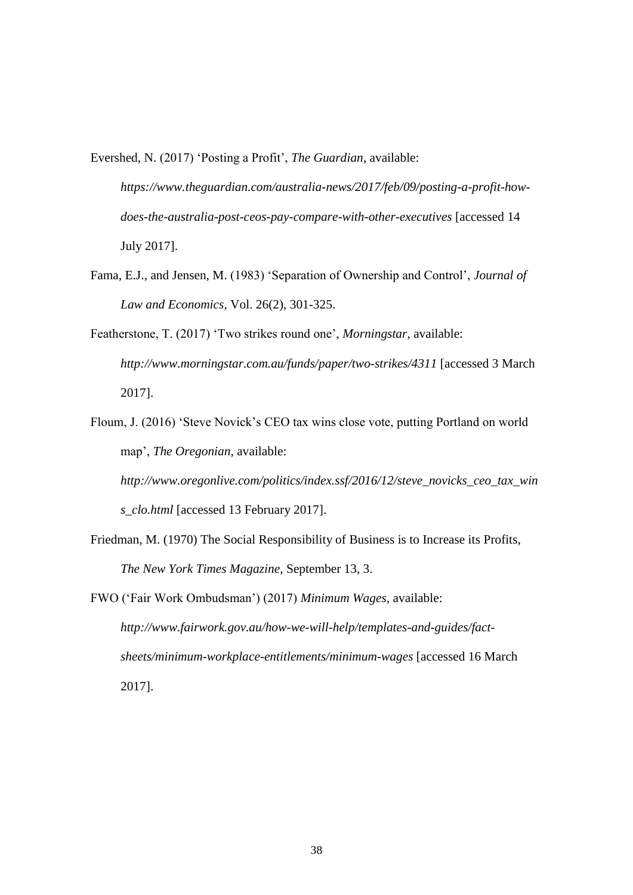Evershed, N. (2017) 'Posting a Profit', *The Guardian*, available: *https://www.theguardian.com/australia-news/2017/feb/09/posting-a-profit-how-does-the-australia-post-ceos-pay-compare-with-other-executives* [accessed 14 July 2017].

Fama, E.J., and Jensen, M. (1983) 'Separation of Ownership and Control', *Journal of Law and Economics*, Vol. 26(2), 301-325.

Featherstone, T. (2017) 'Two strikes round one', *Morningstar*, available: *http://www.morningstar.com.au/funds/paper/two-strikes/4311* [accessed 3 March 2017].

Floum, J. (2016) 'Steve Novick's CEO tax wins close vote, putting Portland on world map', *The Oregonian*, available: *http://www.oregonlive.com/politics/index.ssf/2016/12/steve_novicks_ceo_tax_wins_clo.html* [accessed 13 February 2017].

Friedman, M. (1970) The Social Responsibility of Business is to Increase its Profits, *The New York Times Magazine*, September 13, 3.

FWO ('Fair Work Ombudsman') (2017) *Minimum Wages*, available: *http://www.fairwork.gov.au/how-we-will-help/templates-and-guides/fact-sheets/minimum-workplace-entitlements/minimum-wages* [accessed 16 March 2017].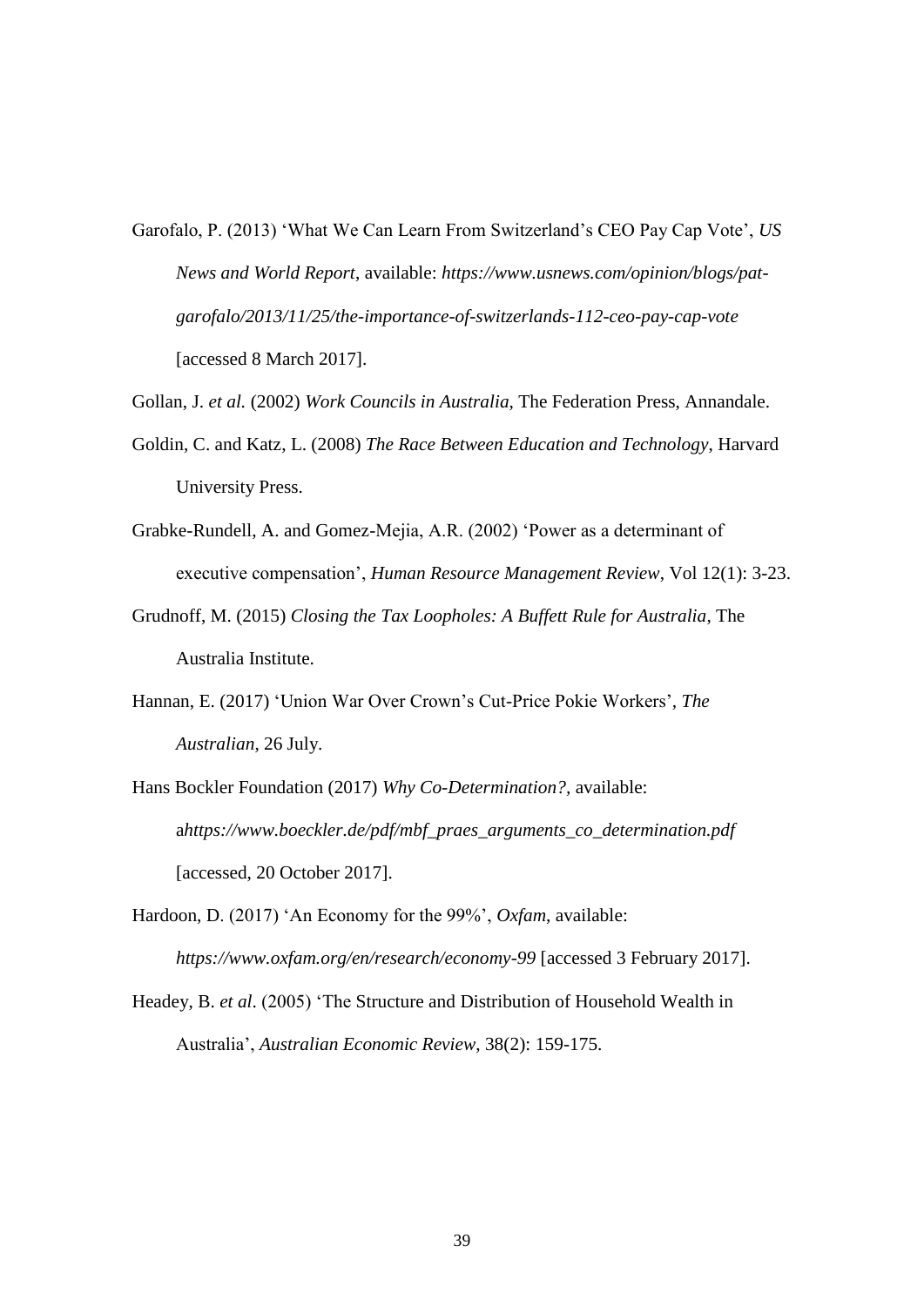Garofalo, P. (2013) 'What We Can Learn From Switzerland's CEO Pay Cap Vote', *US News and World Report*, available: *https://www.usnews.com/opinion/blogs/pat-garofalo/2013/11/25/the-importance-of-switzerlands-112-ceo-pay-cap-vote* [accessed 8 March 2017].

Gollan, J. *et al.* (2002) *Work Councils in Australia*, The Federation Press, Annandale.

Goldin, C. and Katz, L. (2008) *The Race Between Education and Technology*, Harvard University Press.

Grabke-Rundell, A. and Gomez-Mejia, A.R. (2002) 'Power as a determinant of executive compensation', *Human Resource Management Review*, Vol 12(1): 3-23.

Grudnoff, M. (2015) *Closing the Tax Loopholes: A Buffett Rule for Australia*, The Australia Institute.

Hannan, E. (2017) 'Union War Over Crown's Cut-Price Pokie Workers', *The Australian*, 26 July.

Hans Bockler Foundation (2017) *Why Co-Determination?*, available: a*https://www.boeckler.de/pdf/mbf_praes_arguments_co_determination.pdf* [accessed, 20 October 2017].

Hardoon, D. (2017) 'An Economy for the 99%', *Oxfam*, available: *https://www.oxfam.org/en/research/economy-99* [accessed 3 February 2017].

Headey, B. *et al*. (2005) 'The Structure and Distribution of Household Wealth in Australia', *Australian Economic Review*, 38(2): 159-175.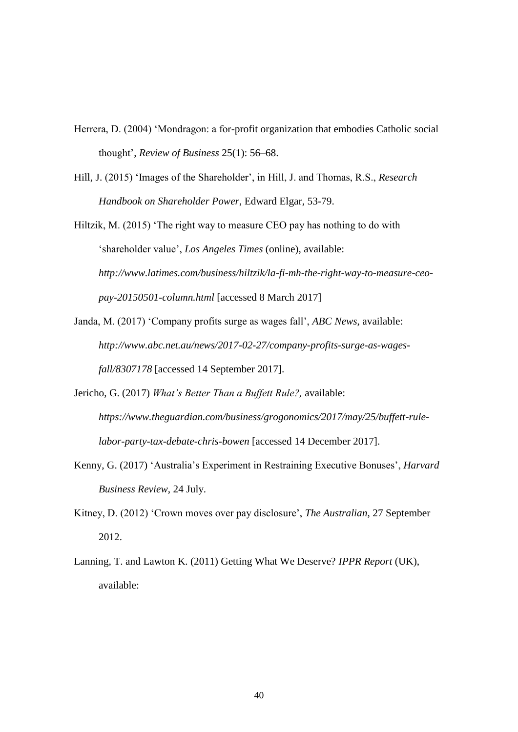Herrera, D. (2004) 'Mondragon: a for-profit organization that embodies Catholic social thought', *Review of Business* 25(1): 56–68.

Hill, J. (2015) 'Images of the Shareholder', in Hill, J. and Thomas, R.S., *Research Handbook on Shareholder Power*, Edward Elgar, 53-79.

Hiltzik, M. (2015) 'The right way to measure CEO pay has nothing to do with 'shareholder value', *Los Angeles Times* (online), available: *http://www.latimes.com/business/hiltzik/la-fi-mh-the-right-way-to-measure-ceo-pay-20150501-column.html* [accessed 8 March 2017]

Janda, M. (2017) 'Company profits surge as wages fall', *ABC News*, available: *http://www.abc.net.au/news/2017-02-27/company-profits-surge-as-wages-fall/8307178* [accessed 14 September 2017].

Jericho, G. (2017) *What's Better Than a Buffett Rule?,* available: *https://www.theguardian.com/business/grogonomics/2017/may/25/buffett-rule-labor-party-tax-debate-chris-bowen* [accessed 14 December 2017].

Kenny, G. (2017) 'Australia's Experiment in Restraining Executive Bonuses', *Harvard Business Review*, 24 July.

Kitney, D. (2012) 'Crown moves over pay disclosure', *The Australian*, 27 September 2012.

Lanning, T. and Lawton K. (2011) Getting What We Deserve? *IPPR Report* (UK), available: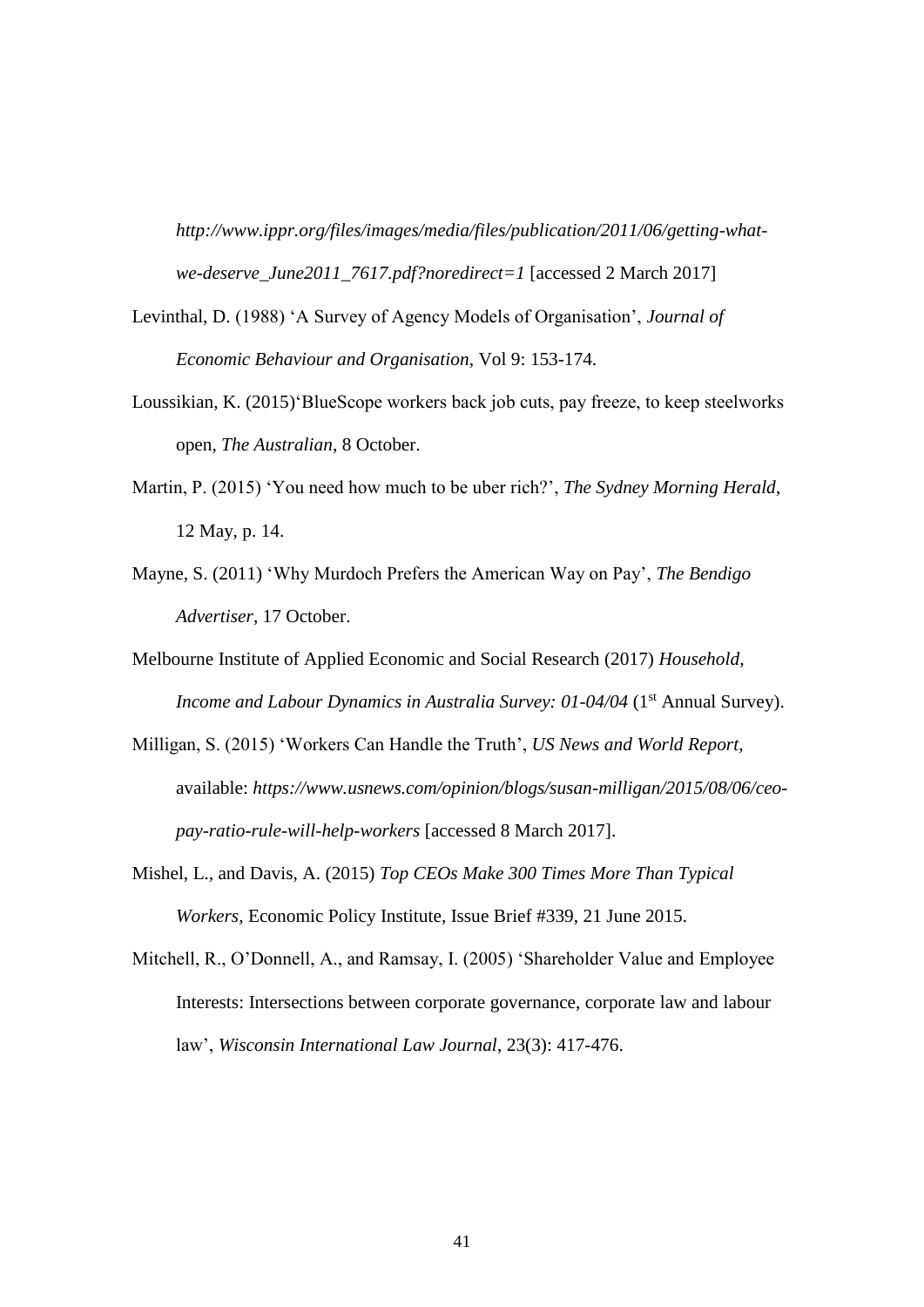*http://www.ippr.org/files/images/media/files/publication/2011/06/getting-what-we-deserve_June2011_7617.pdf?noredirect=1* [accessed 2 March 2017]

Levinthal, D. (1988) 'A Survey of Agency Models of Organisation', *Journal of Economic Behaviour and Organisation*, Vol 9: 153-174.

Loussikian, K. (2015)'BlueScope workers back job cuts, pay freeze, to keep steelworks open, *The Australian*, 8 October.

Martin, P. (2015) 'You need how much to be uber rich?', *The Sydney Morning Herald*, 12 May, p. 14.

Mayne, S. (2011) 'Why Murdoch Prefers the American Way on Pay', *The Bendigo Advertiser*, 17 October.

Melbourne Institute of Applied Economic and Social Research (2017) *Household, Income and Labour Dynamics in Australia Survey: 01-04/04* (1st Annual Survey).

Milligan, S. (2015) 'Workers Can Handle the Truth', *US News and World Report*, available: *https://www.usnews.com/opinion/blogs/susan-milligan/2015/08/06/ceo-pay-ratio-rule-will-help-workers* [accessed 8 March 2017].

Mishel, L., and Davis, A. (2015) *Top CEOs Make 300 Times More Than Typical Workers*, Economic Policy Institute, Issue Brief #339, 21 June 2015.

Mitchell, R., O'Donnell, A., and Ramsay, I. (2005) 'Shareholder Value and Employee Interests: Intersections between corporate governance, corporate law and labour law', *Wisconsin International Law Journal*, 23(3): 417-476.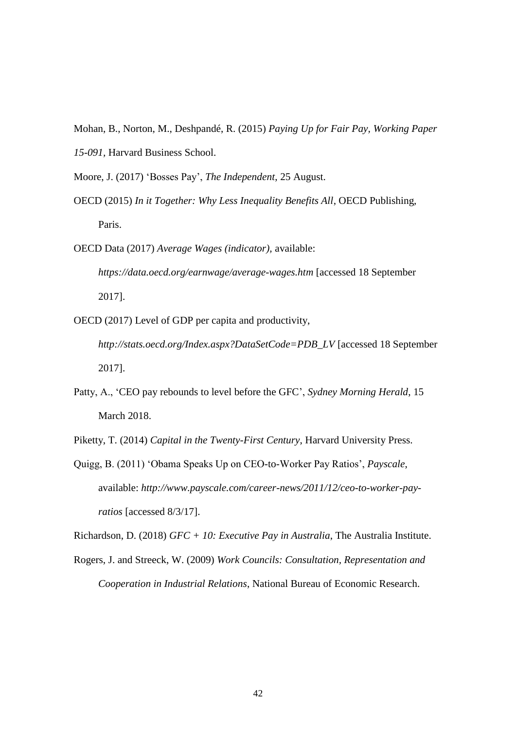Mohan, B., Norton, M., Deshpandé, R. (2015) *Paying Up for Fair Pay, Working Paper 15-091*, Harvard Business School.

Moore, J. (2017) 'Bosses Pay', *The Independent*, 25 August.

OECD (2015) *In it Together: Why Less Inequality Benefits All*, OECD Publishing, Paris.

OECD Data (2017) *Average Wages (indicator)*, available: *https://data.oecd.org/earnwage/average-wages.htm* [accessed 18 September 2017].

OECD (2017) Level of GDP per capita and productivity, *http://stats.oecd.org/Index.aspx?DataSetCode=PDB_LV* [accessed 18 September 2017].

Patty, A., 'CEO pay rebounds to level before the GFC', *Sydney Morning Herald*, 15 March 2018.

Piketty, T. (2014) *Capital in the Twenty-First Century*, Harvard University Press.

Quigg, B. (2011) 'Obama Speaks Up on CEO-to-Worker Pay Ratios', *Payscale*, available: *http://www.payscale.com/career-news/2011/12/ceo-to-worker-pay-ratios* [accessed 8/3/17].

Richardson, D. (2018) *GFC + 10: Executive Pay in Australia*, The Australia Institute.

Rogers, J. and Streeck, W. (2009) *Work Councils: Consultation, Representation and Cooperation in Industrial Relations*, National Bureau of Economic Research.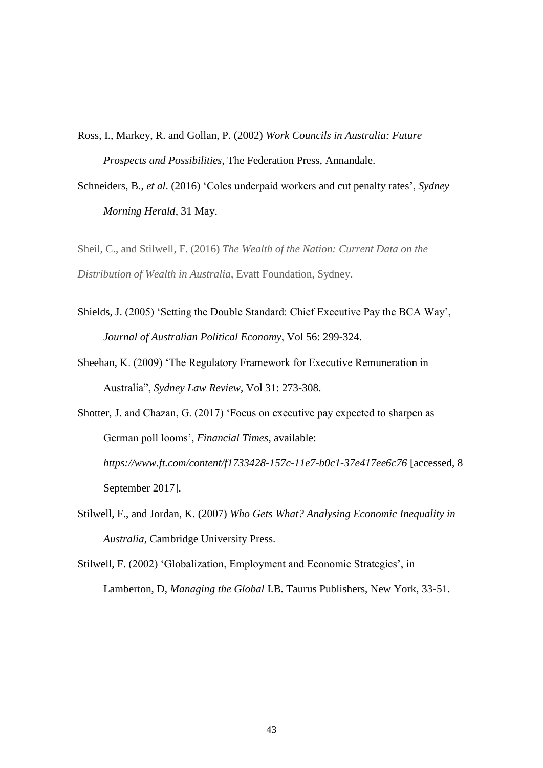Ross, I., Markey, R. and Gollan, P. (2002) *Work Councils in Australia: Future Prospects and Possibilities*, The Federation Press, Annandale.

Schneiders, B., *et al*. (2016) 'Coles underpaid workers and cut penalty rates', *Sydney Morning Herald*, 31 May.

Sheil, C., and Stilwell, F. (2016) *The Wealth of the Nation: Current Data on the Distribution of Wealth in Australia*, Evatt Foundation, Sydney.

Shields, J. (2005) 'Setting the Double Standard: Chief Executive Pay the BCA Way', *Journal of Australian Political Economy*, Vol 56: 299-324.

Sheehan, K. (2009) 'The Regulatory Framework for Executive Remuneration in Australia", *Sydney Law Review*, Vol 31: 273-308.

Shotter, J. and Chazan, G. (2017) 'Focus on executive pay expected to sharpen as German poll looms', *Financial Times*, available: *https://www.ft.com/content/f1733428-157c-11e7-b0c1-37e417ee6c76* [accessed, 8 September 2017].

Stilwell, F., and Jordan, K. (2007) *Who Gets What? Analysing Economic Inequality in Australia*, Cambridge University Press.

Stilwell, F. (2002) 'Globalization, Employment and Economic Strategies', in Lamberton, D, *Managing the Global* I.B. Taurus Publishers, New York, 33-51.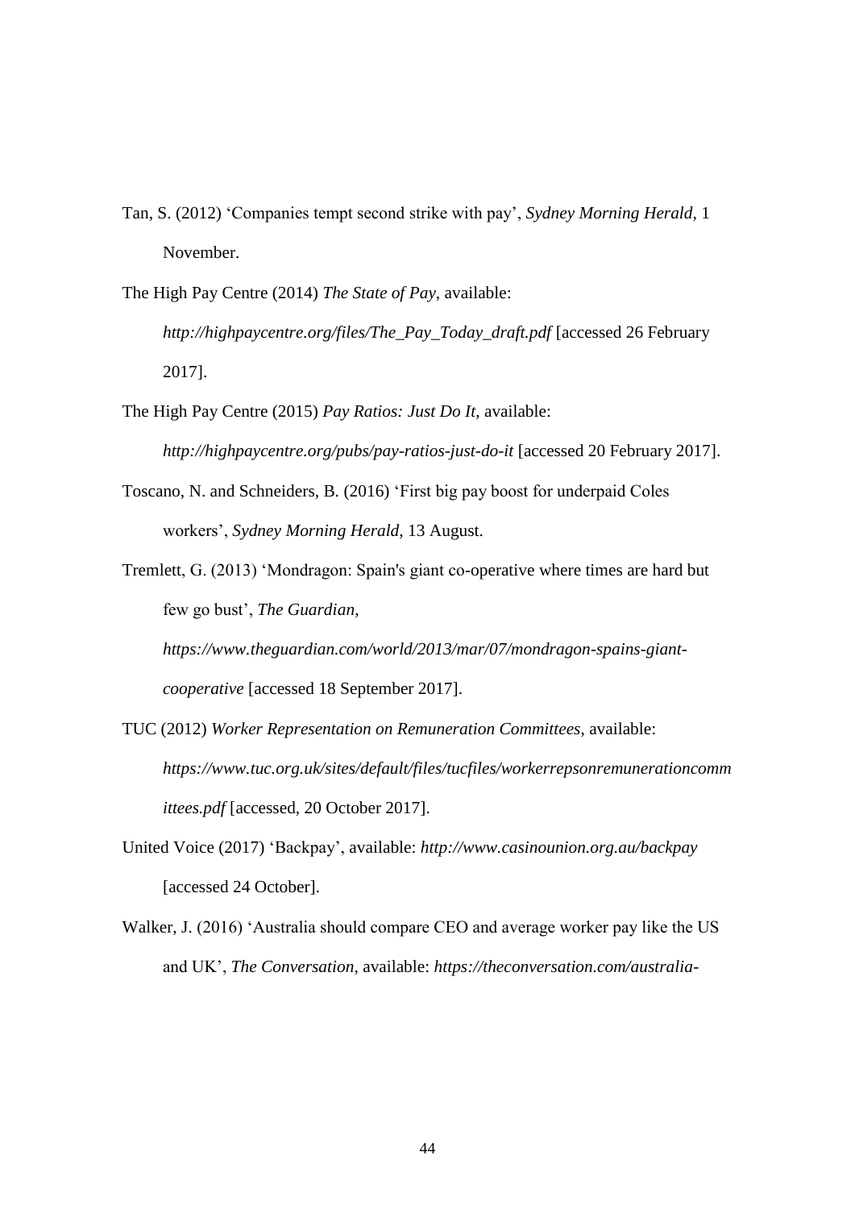Tan, S. (2012) 'Companies tempt second strike with pay', *Sydney Morning Herald*, 1 November.

The High Pay Centre (2014) *The State of Pay*, available: *http://highpaycentre.org/files/The_Pay_Today_draft.pdf* [accessed 26 February 2017].

The High Pay Centre (2015) *Pay Ratios: Just Do It*, available: *http://highpaycentre.org/pubs/pay-ratios-just-do-it* [accessed 20 February 2017].

Toscano, N. and Schneiders, B. (2016) 'First big pay boost for underpaid Coles workers', *Sydney Morning Herald*, 13 August.

Tremlett, G. (2013) 'Mondragon: Spain's giant co-operative where times are hard but few go bust', *The Guardian*, *https://www.theguardian.com/world/2013/mar/07/mondragon-spains-giant-cooperative* [accessed 18 September 2017].

TUC (2012) *Worker Representation on Remuneration Committees*, available: *https://www.tuc.org.uk/sites/default/files/tucfiles/workerrepsonremunerationcommittees.pdf* [accessed, 20 October 2017].

United Voice (2017) 'Backpay', available: *http://www.casinounion.org.au/backpay* [accessed 24 October].

Walker, J. (2016) 'Australia should compare CEO and average worker pay like the US and UK', *The Conversation*, available: *https://theconversation.com/australia-*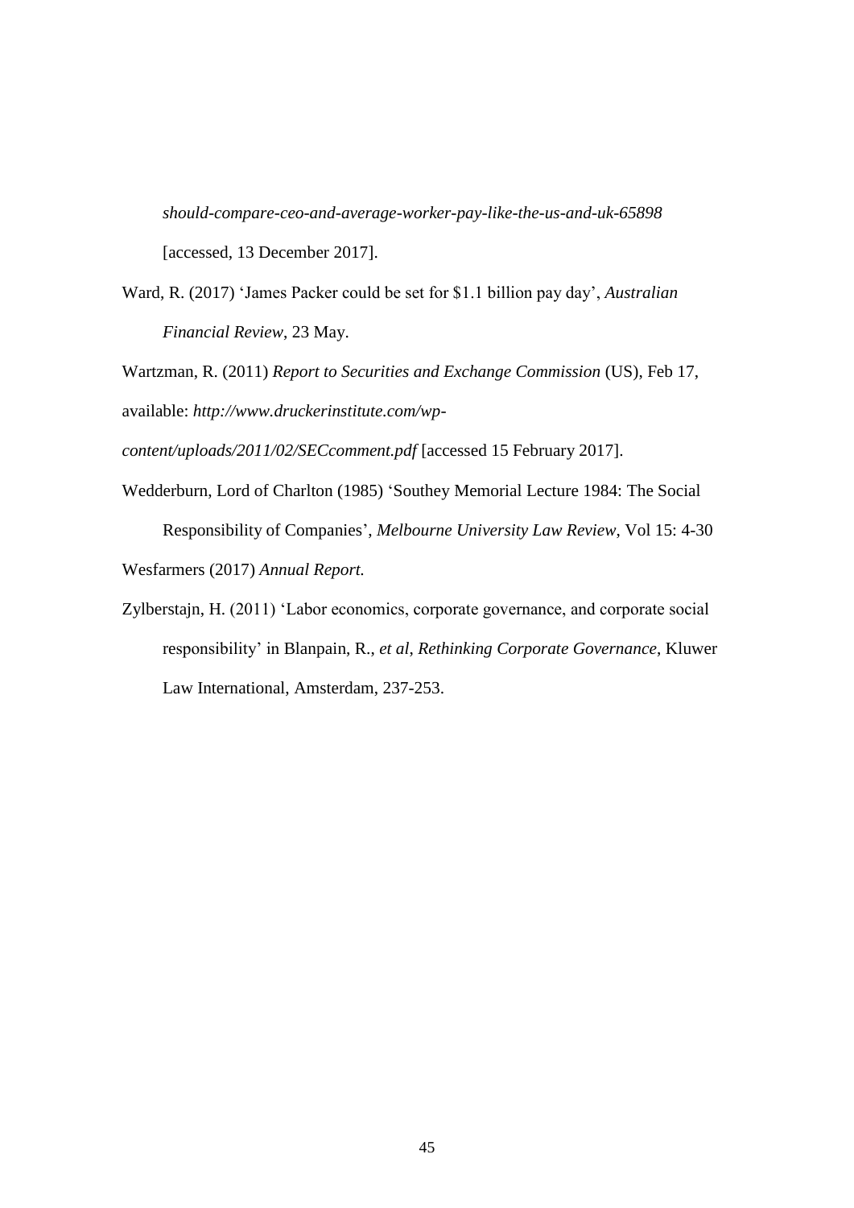*should-compare-ceo-and-average-worker-pay-like-the-us-and-uk-65898* [accessed, 13 December 2017].

Ward, R. (2017) 'James Packer could be set for $1.1 billion pay day', *Australian Financial Review*, 23 May.

Wartzman, R. (2011) *Report to Securities and Exchange Commission* (US), Feb 17, available: *http://www.druckerinstitute.com/wp-content/uploads/2011/02/SECcomment.pdf* [accessed 15 February 2017].

Wedderburn, Lord of Charlton (1985) 'Southey Memorial Lecture 1984: The Social Responsibility of Companies', *Melbourne University Law Review*, Vol 15: 4-30

Wesfarmers (2017) *Annual Report.*

Zylberstajn, H. (2011) 'Labor economics, corporate governance, and corporate social responsibility' in Blanpain, R., *et al*, *Rethinking Corporate Governance*, Kluwer Law International, Amsterdam, 237-253.